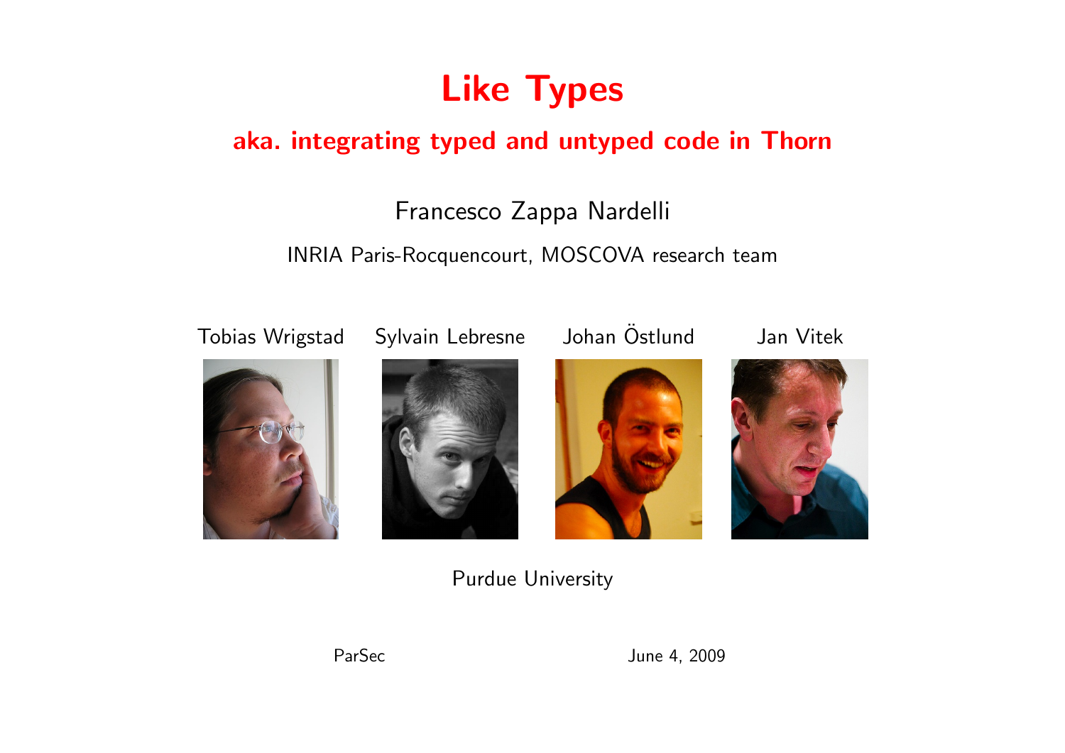# Like Types

## aka. integrating typed and untyped code in Thorn

Francesco Zappa Nardelli

INRIA Paris-Rocquencourt, MOSCOVA research team

Tobias Wrigstad Sylvain Lebresne Johan Östlund Jan Vitek

Purdue University

ParSec June 4, 2009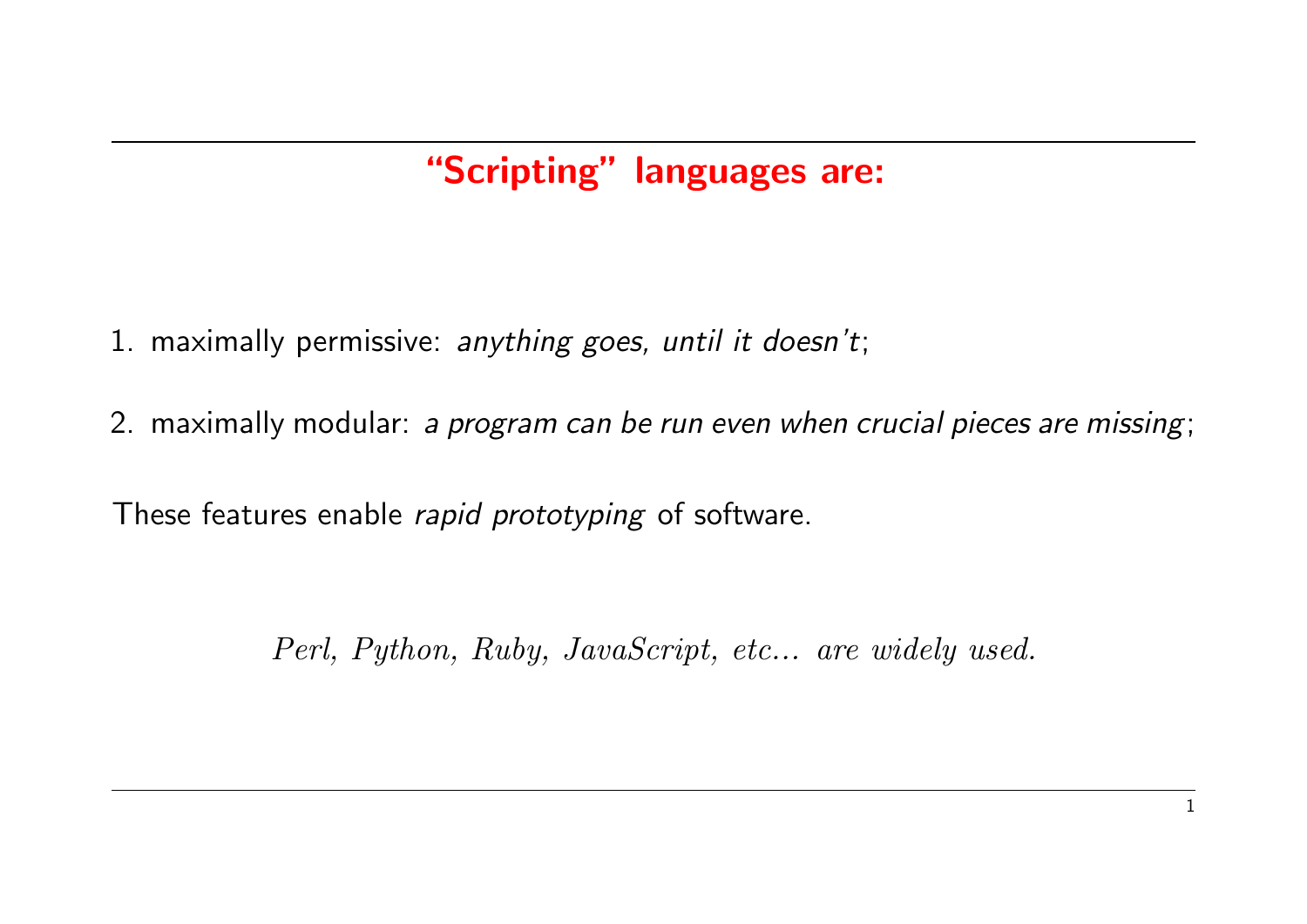## "Scripting" languages are:

1. maximally permissive: *anything goes, until it doesn't*;

2. maximally modular: *a program can be run even when crucial pieces are missing*;

These features enable *rapid prototyping* of software.

*Perl, Python, Ruby, JavaScript, etc... are widely used.*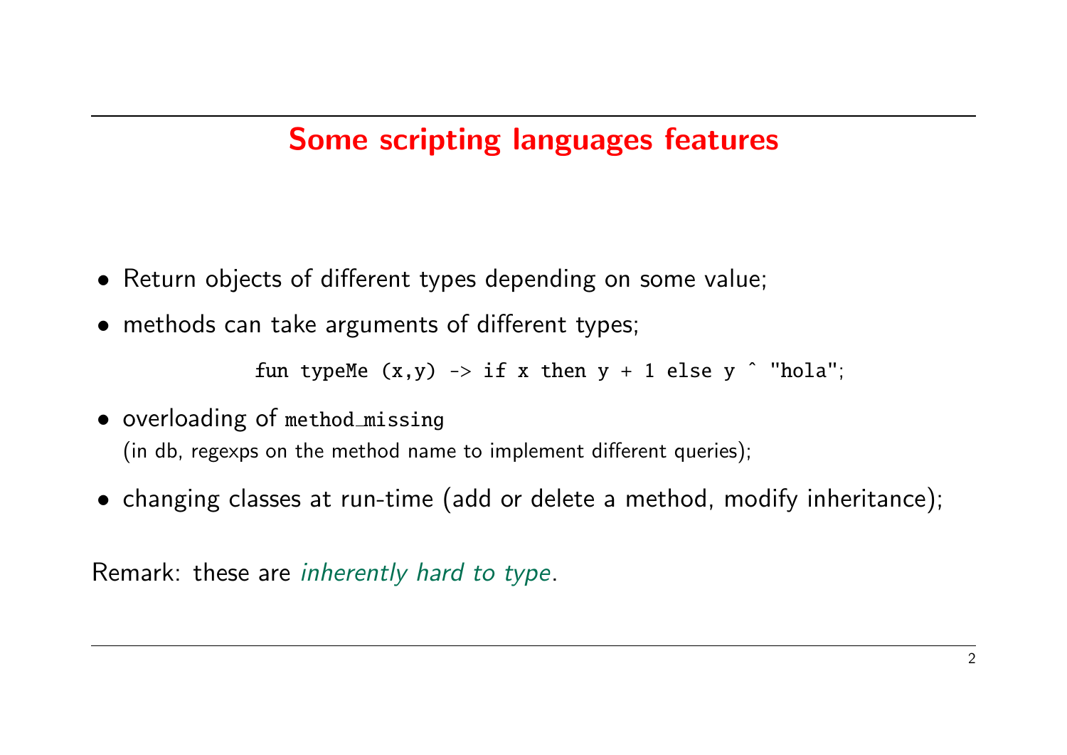## Some scripting languages features

- Return objects of different types depending on some value;
- methods can take arguments of different types;

```
fun typeMe (x,y) -> if x then y + 1 else y ^ "hola";
```

- overloading of `method_missing`
  (in db, regexps on the method name to implement different queries);
- changing classes at run-time (add or delete a method, modify inheritance);

Remark: these are *inherently hard to type*.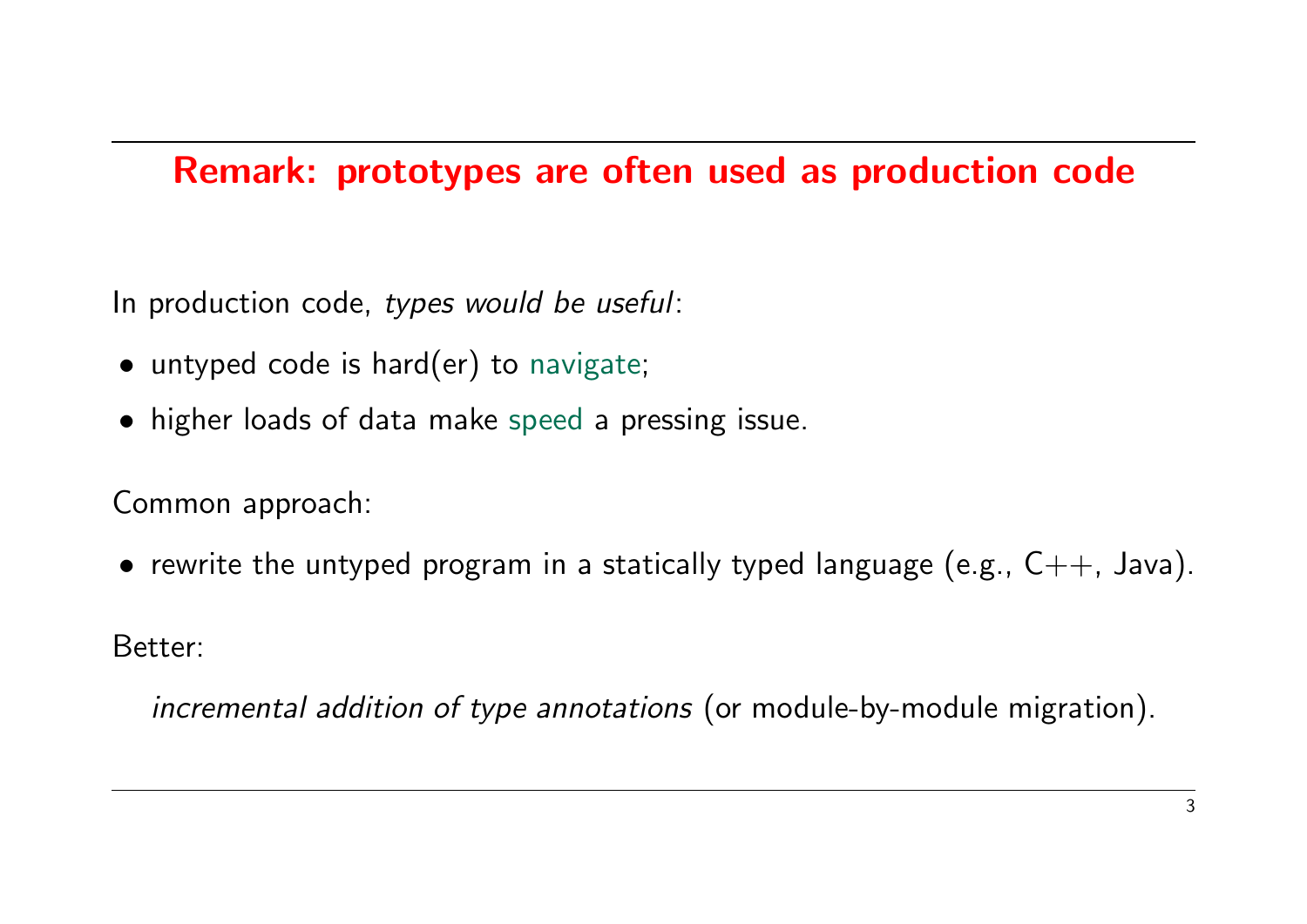## Remark: prototypes are often used as production code

In production code, *types would be useful*:

- untyped code is hard(er) to navigate;
- higher loads of data make speed a pressing issue.

Common approach:

- rewrite the untyped program in a statically typed language (e.g., C++, Java).

Better:

*incremental addition of type annotations* (or module-by-module migration).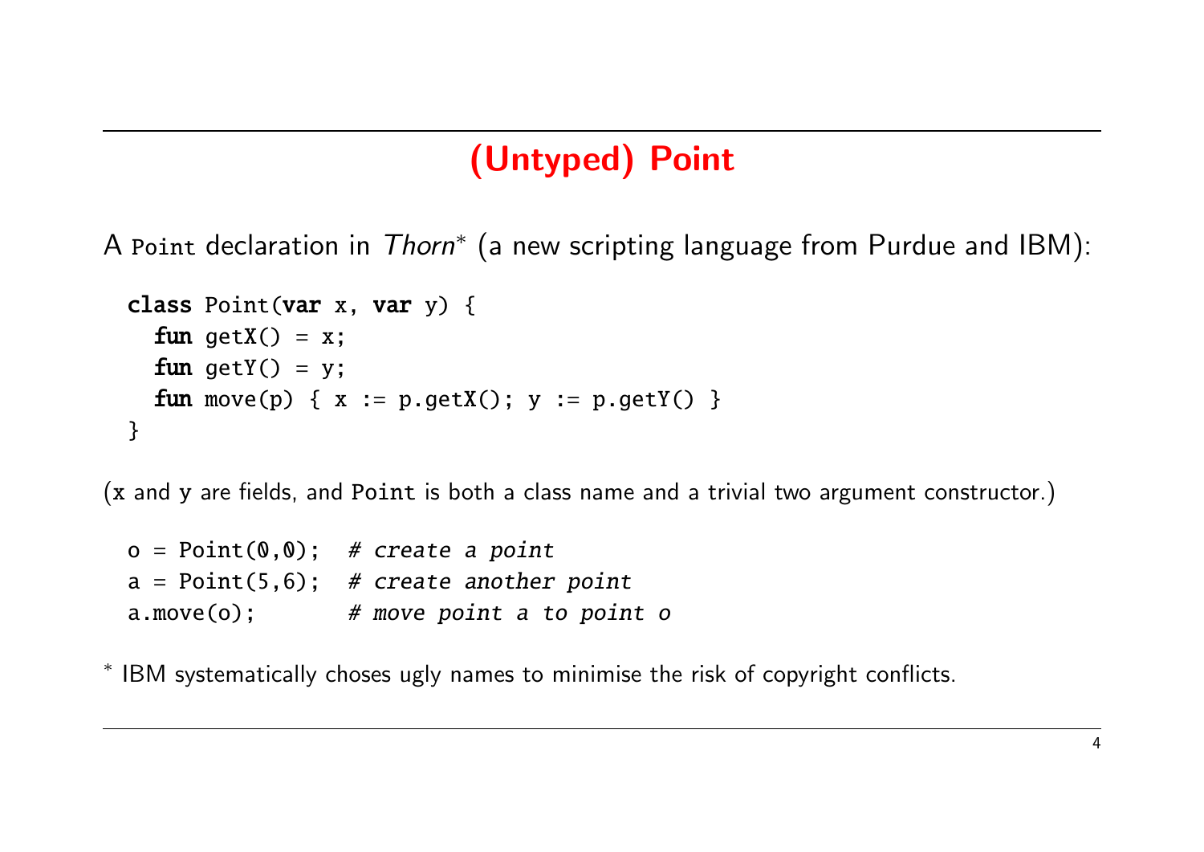## (Untyped) Point

A `Point` declaration in *Thorn*\* (a new scripting language from Purdue and IBM):

```
class Point(var x, var y) {
  fun getX() = x;
  fun getY() = y;
  fun move(p) { x := p.getX(); y := p.getY() }
}
```

(`x` and `y` are fields, and `Point` is both a class name and a trivial two argument constructor.)

```
o = Point(0,0);  # create a point
a = Point(5,6);  # create another point
a.move(o);       # move point a to point o
```

\* IBM systematically choses ugly names to minimise the risk of copyright conflicts.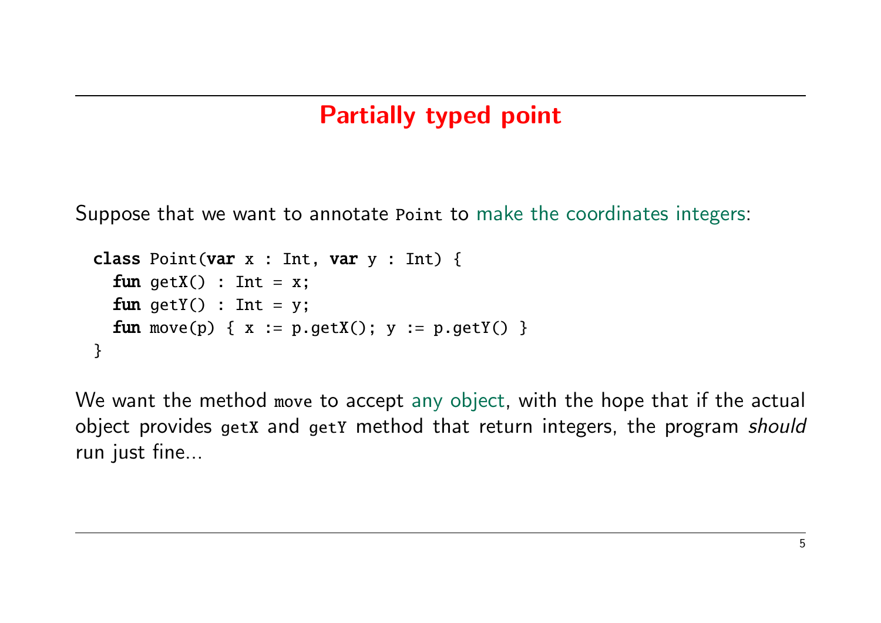# Partially typed point

Suppose that we want to annotate `Point` to make the coordinates integers:

```
class Point(var x : Int, var y : Int) {
  fun getX() : Int = x;
  fun getY() : Int = y;
  fun move(p) { x := p.getX(); y := p.getY() }
}
```

We want the method `move` to accept any object, with the hope that if the actual object provides `getX` and `getY` method that return integers, the program *should* run just fine...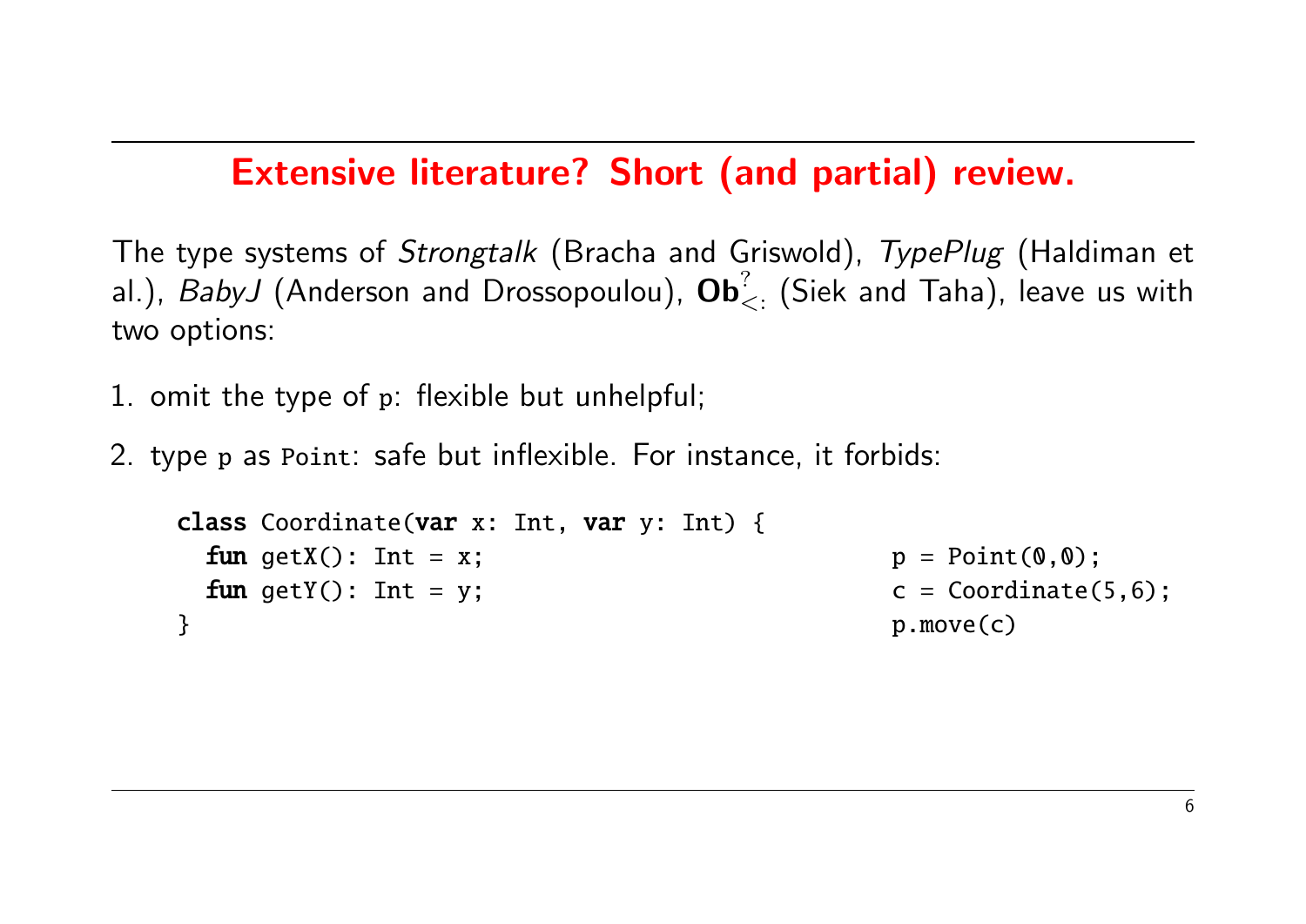## Extensive literature? Short (and partial) review.

The type systems of *Strongtalk* (Bracha and Griswold), *TypePlug* (Haldiman et al.), *BabyJ* (Anderson and Drossopoulou), $\mathbf{Ob}^{?}_{<:}$ (Siek and Taha), leave us with two options:

1. omit the type of `p`: flexible but unhelpful;

2. type `p` as `Point`: safe but inflexible. For instance, it forbids:

```
class Coordinate(var x: Int, var y: Int) {
  fun getX(): Int = x;
  fun getY(): Int = y;
}
```

```
p = Point(0,0);
c = Coordinate(5,6);
p.move(c)
```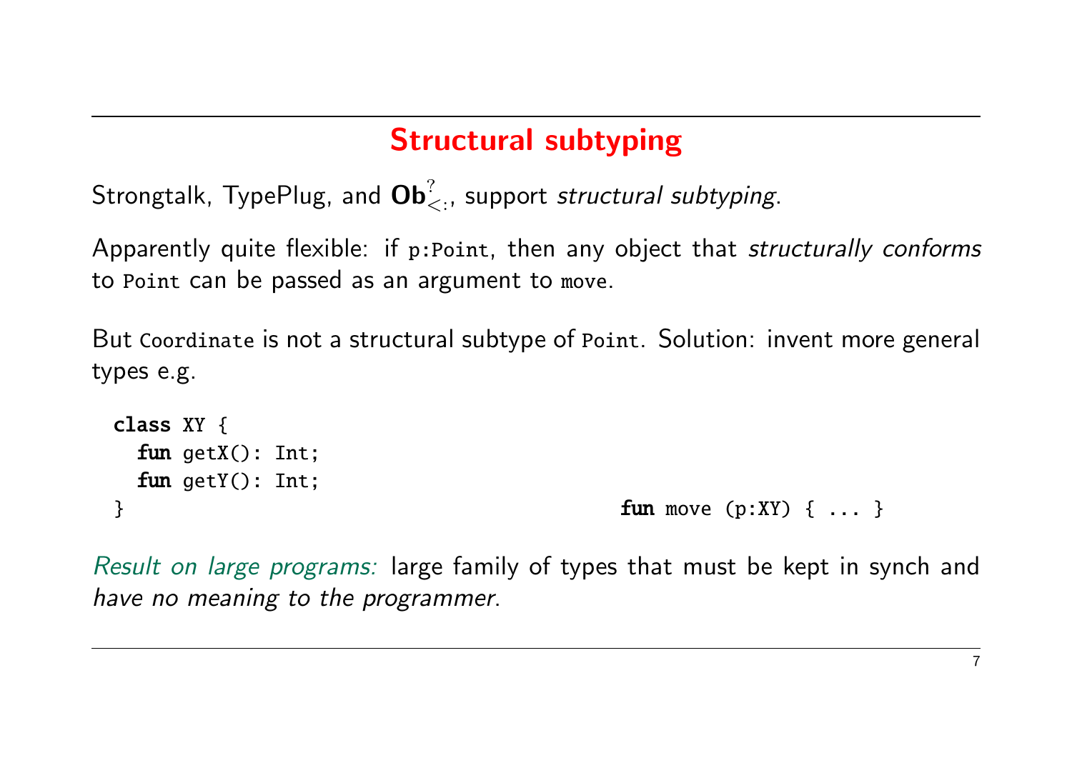## Structural subtyping

Strongtalk, TypePlug, and $\mathbf{Ob}^{?}_{<:}$, support *structural subtyping*.

Apparently quite flexible: if `p:Point`, then any object that *structurally conforms* to `Point` can be passed as an argument to `move`.

But `Coordinate` is not a structural subtype of `Point`. Solution: invent more general types e.g.

```
class XY {
  fun getX(): Int;
  fun getY(): Int;
}
```

```
fun move (p:XY) { ... }
```

*Result on large programs:* large family of types that must be kept in synch and *have no meaning to the programmer*.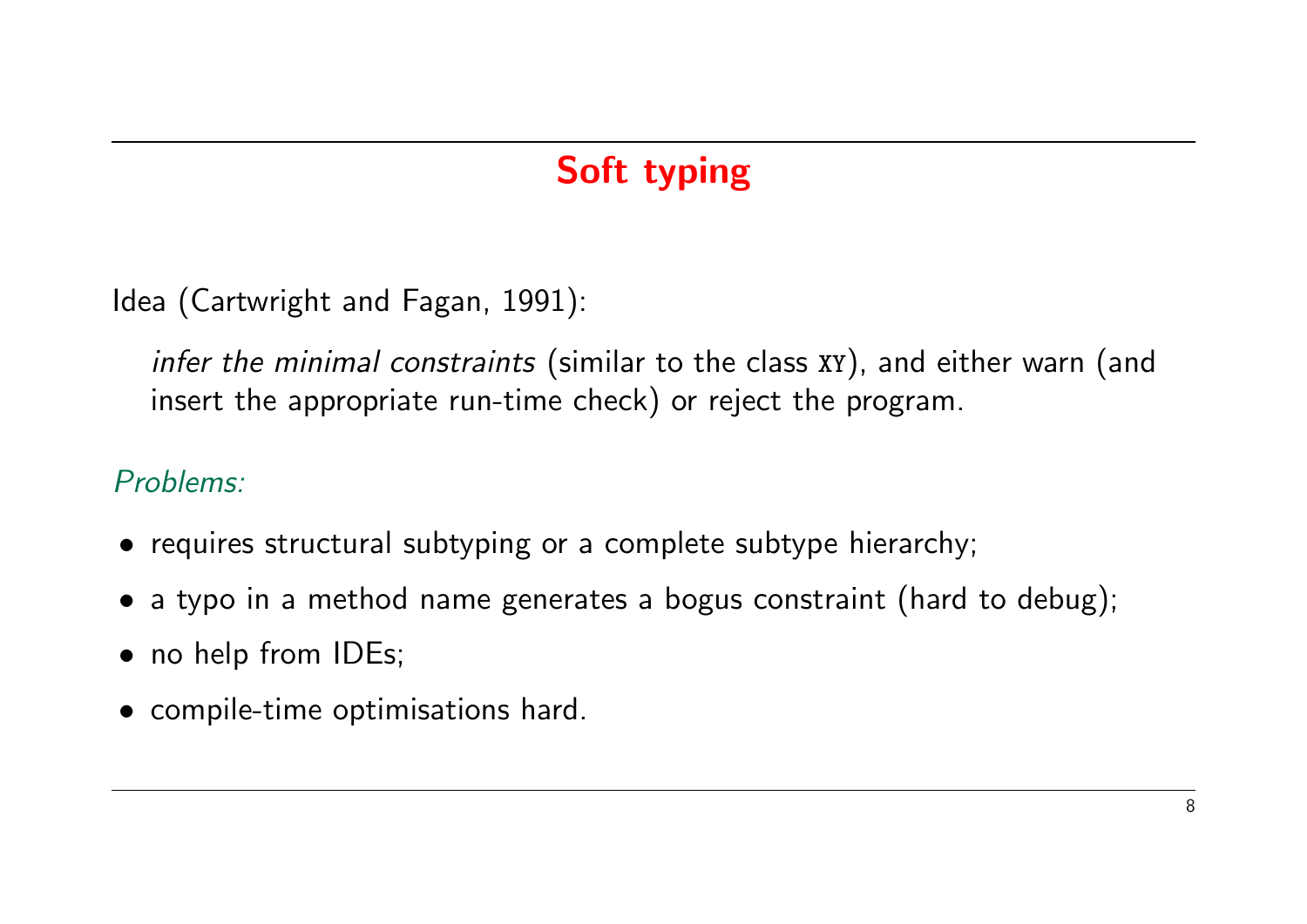# Soft typing

Idea (Cartwright and Fagan, 1991):

> *infer the minimal constraints* (similar to the class `XY`), and either warn (and insert the appropriate run-time check) or reject the program.

*Problems:*

- requires structural subtyping or a complete subtype hierarchy;
- a typo in a method name generates a bogus constraint (hard to debug);
- no help from IDEs;
- compile-time optimisations hard.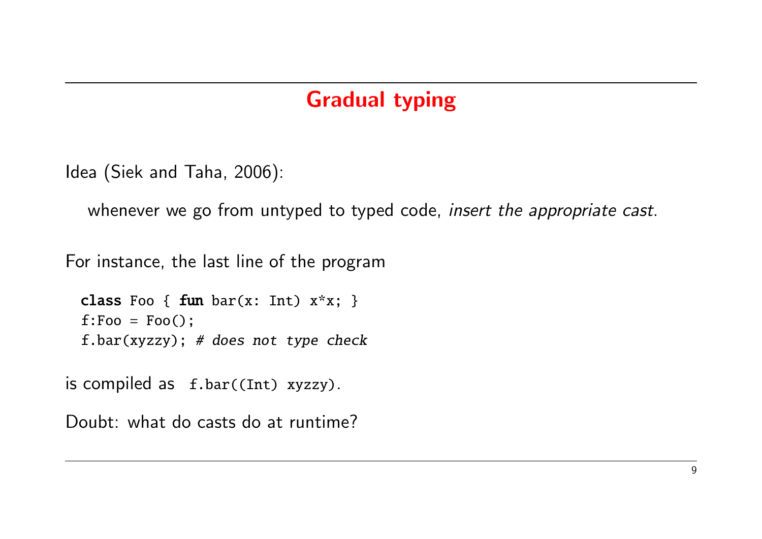# Gradual typing

Idea (Siek and Taha, 2006):

whenever we go from untyped to typed code, *insert the appropriate cast*.

For instance, the last line of the program

```
class Foo { fun bar(x: Int) x*x; }
f:Foo = Foo();
f.bar(xyzzy); # does not type check
```

is compiled as `f.bar((Int) xyzzy)`.

Doubt: what do casts do at runtime?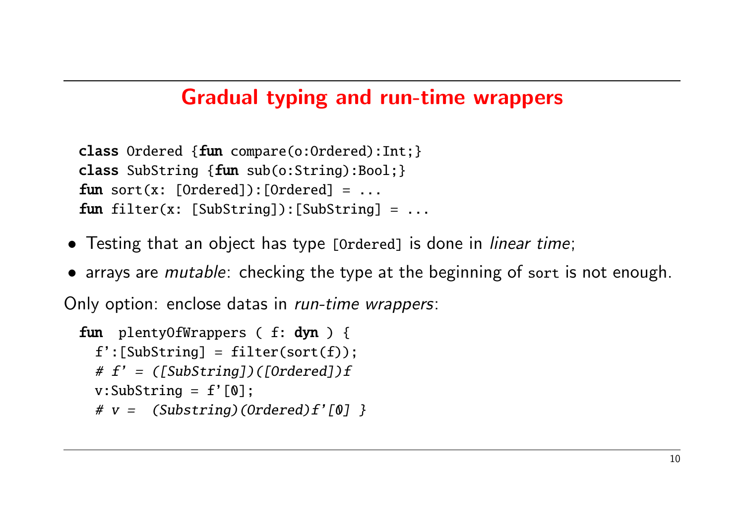## Gradual typing and run-time wrappers

```
class Ordered {fun compare(o:Ordered):Int;}
class SubString {fun sub(o:String):Bool;}
fun sort(x: [Ordered]):[Ordered] = ...
fun filter(x: [SubString]):[SubString] = ...
```

- Testing that an object has type `[Ordered]` is done in *linear time*;
- arrays are *mutable*: checking the type at the beginning of `sort` is not enough.

Only option: enclose datas in *run-time wrappers*:

```
fun  plentyOfWrappers ( f: dyn ) {
  f':[SubString] = filter(sort(f));
  # f' = ([SubString])([Ordered])f
  v:SubString = f'[0];
  # v =  (Substring)(Ordered)f'[0] }
```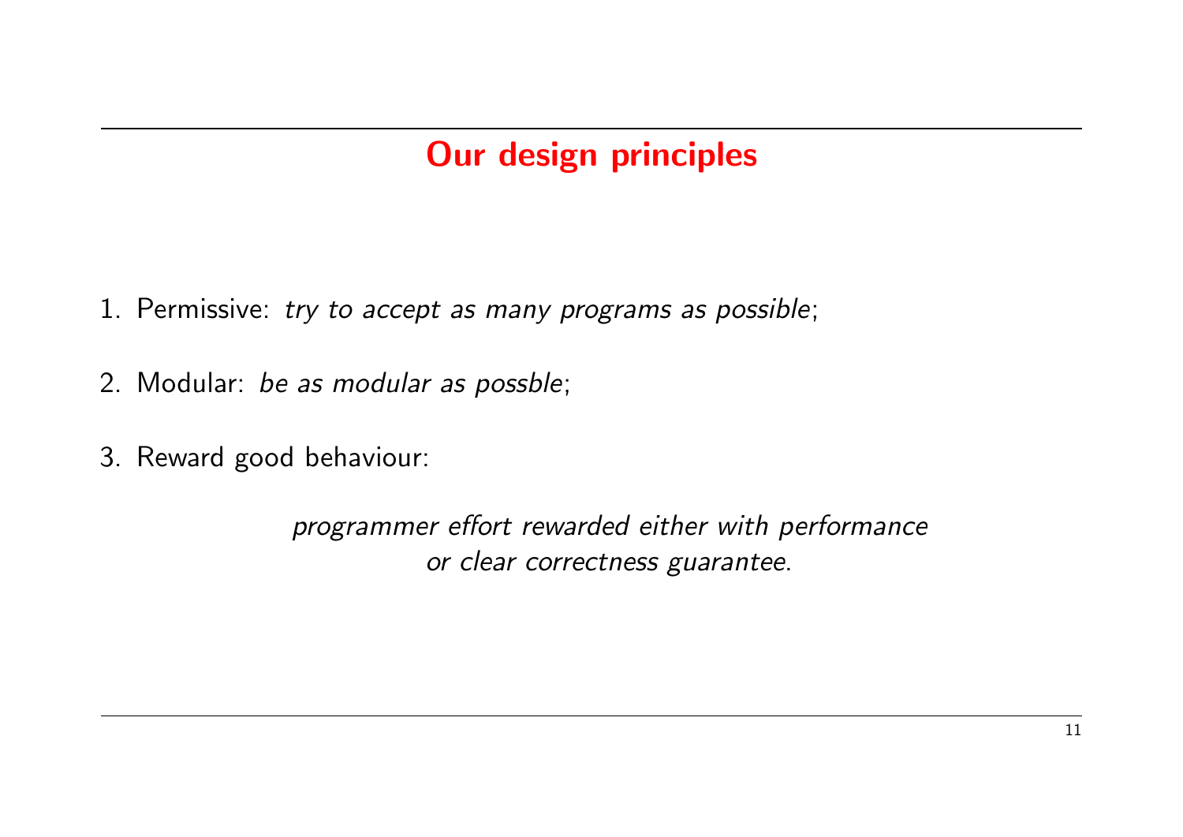## Our design principles

1. Permissive: *try to accept as many programs as possible*;

2. Modular: *be as modular as possble*;

3. Reward good behaviour:

   *programmer effort rewarded either with performance or clear correctness guarantee*.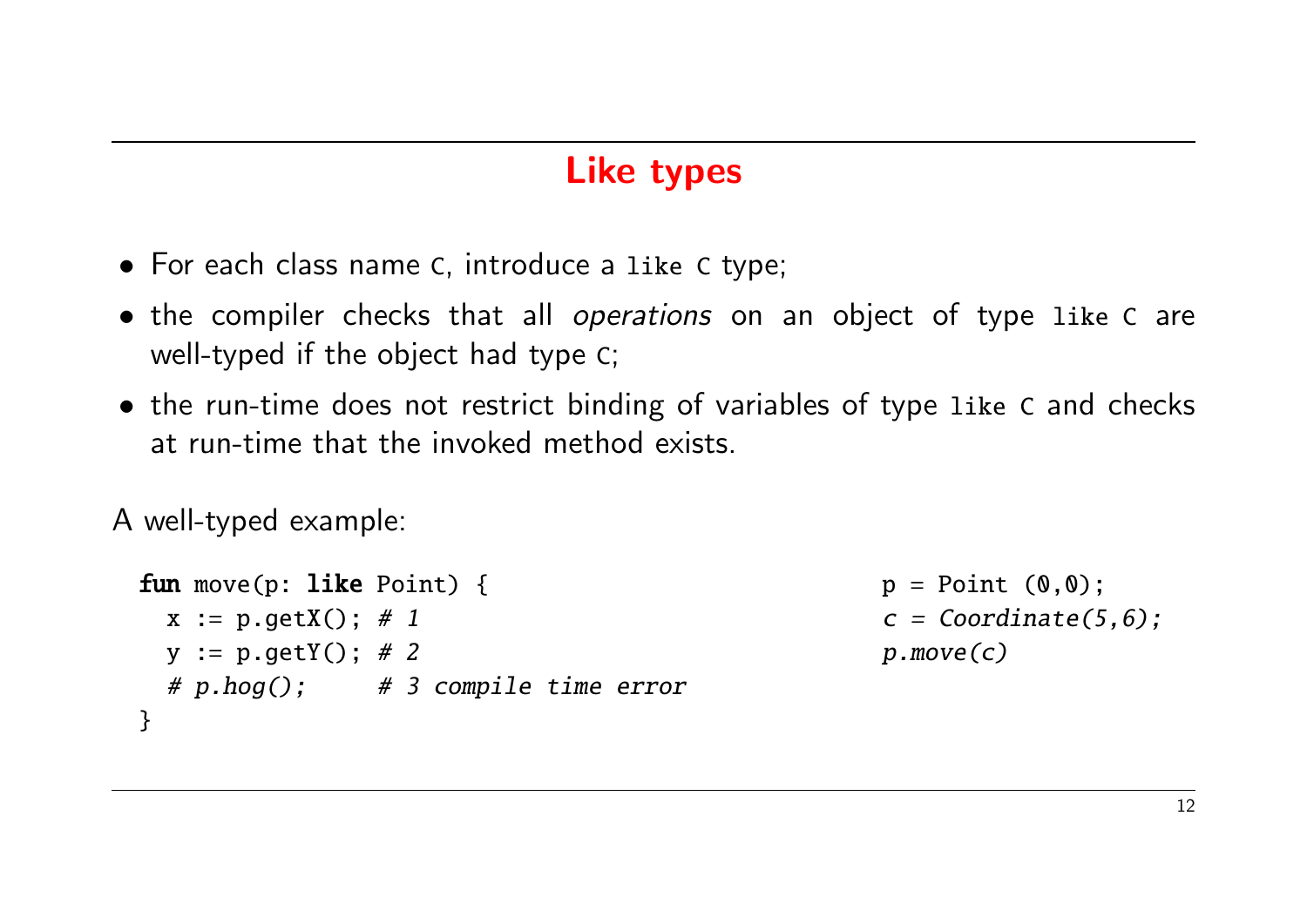# Like types

- For each class name `C`, introduce a `like C` type;
- the compiler checks that all *operations* on an object of type `like C` are well-typed if the object had type `C`;
- the run-time does not restrict binding of variables of type `like C` and checks at run-time that the invoked method exists.

A well-typed example:

```
fun move(p: like Point) {
  x := p.getX(); # 1
  y := p.getY(); # 2
  # p.hog();     # 3 compile time error
}
```

```
p = Point (0,0);
c = Coordinate(5,6);
p.move(c)
```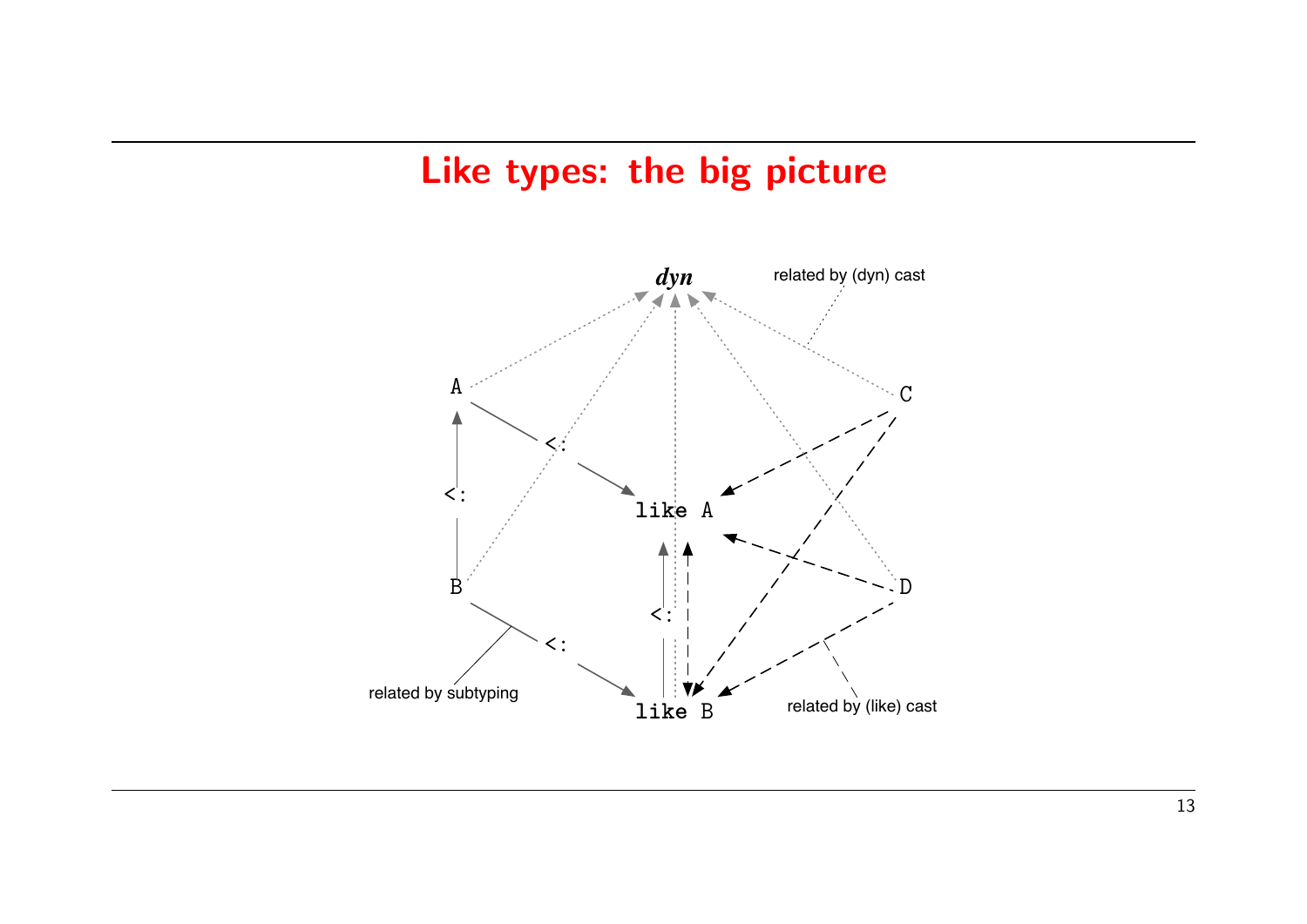# Like types: the big picture

dyn

related by (dyn) cast

A

C

<:

<:

like A

D

B

<:

<:

related by subtyping

like B

related by (like) cast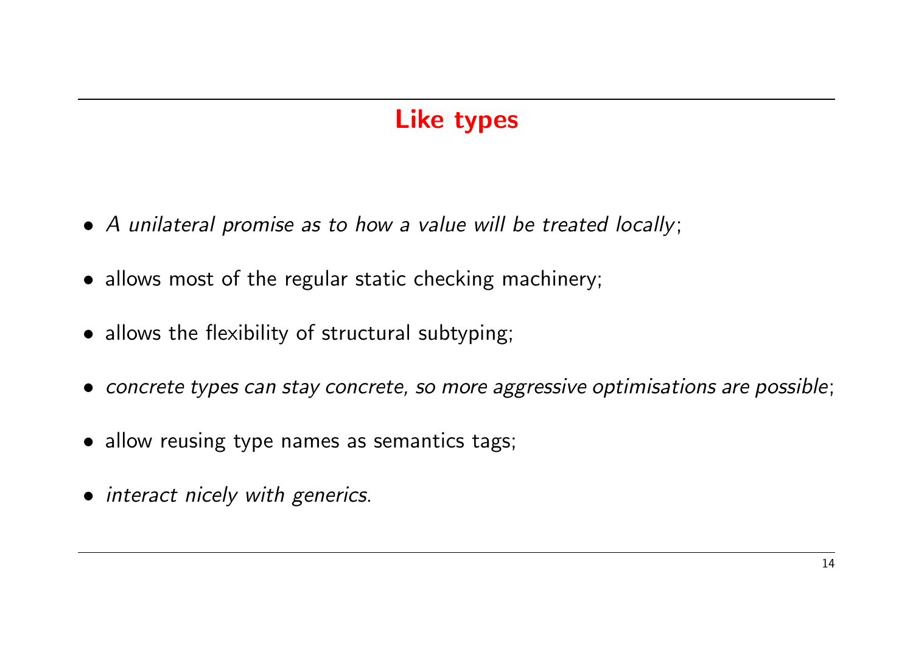# Like types

- *A unilateral promise as to how a value will be treated locally*;
- allows most of the regular static checking machinery;
- allows the flexibility of structural subtyping;
- *concrete types can stay concrete, so more aggressive optimisations are possible*;
- allow reusing type names as semantics tags;
- *interact nicely with generics*.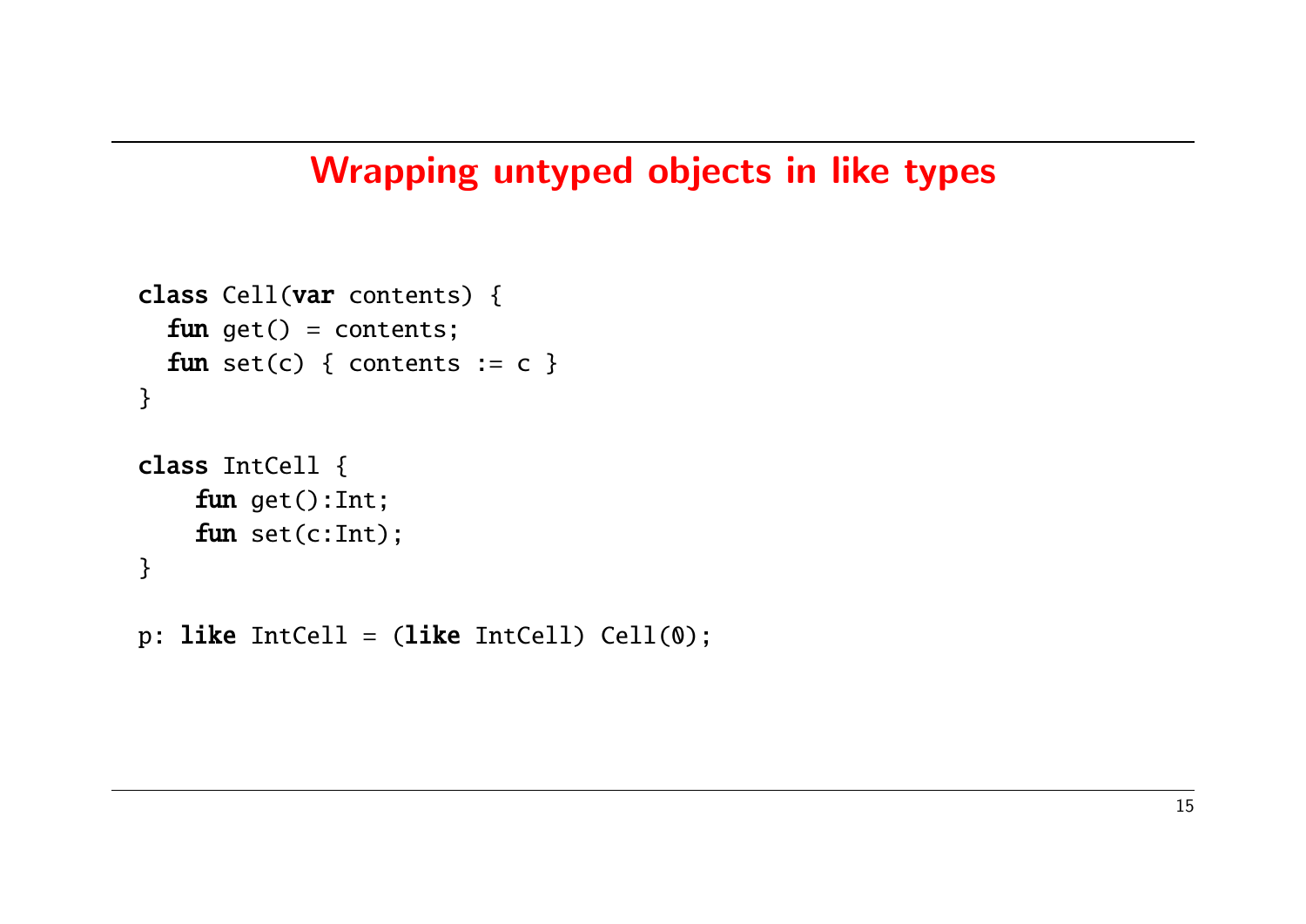# Wrapping untyped objects in like types

```
class Cell(var contents) {
  fun get() = contents;
  fun set(c) { contents := c }
}

class IntCell {
    fun get():Int;
    fun set(c:Int);
}

p: like IntCell = (like IntCell) Cell(0);
```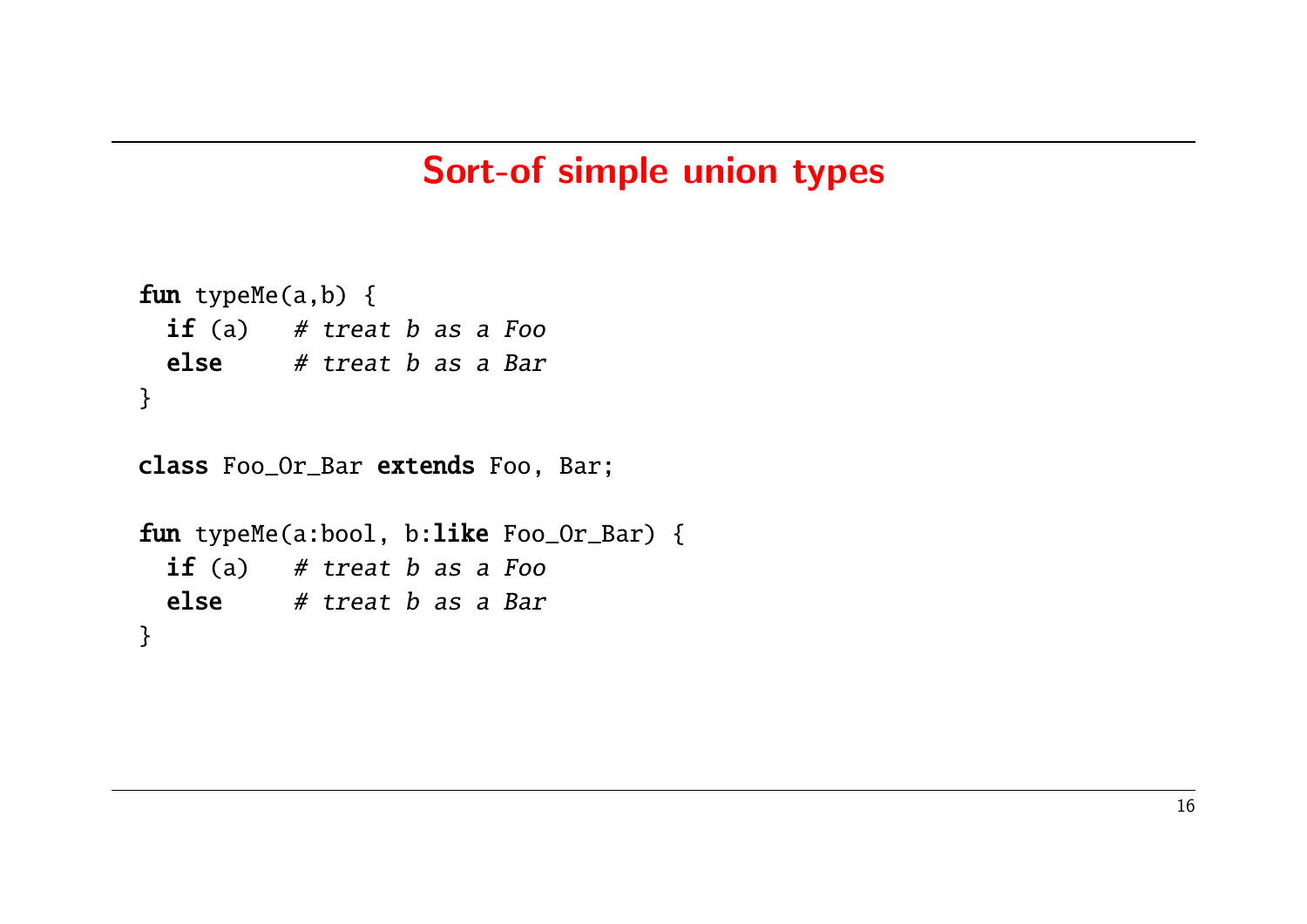# Sort-of simple union types

```
fun typeMe(a,b) {
  if (a)   # treat b as a Foo
  else     # treat b as a Bar
}

class Foo_Or_Bar extends Foo, Bar;

fun typeMe(a:bool, b:like Foo_Or_Bar) {
  if (a)   # treat b as a Foo
  else     # treat b as a Bar
}
```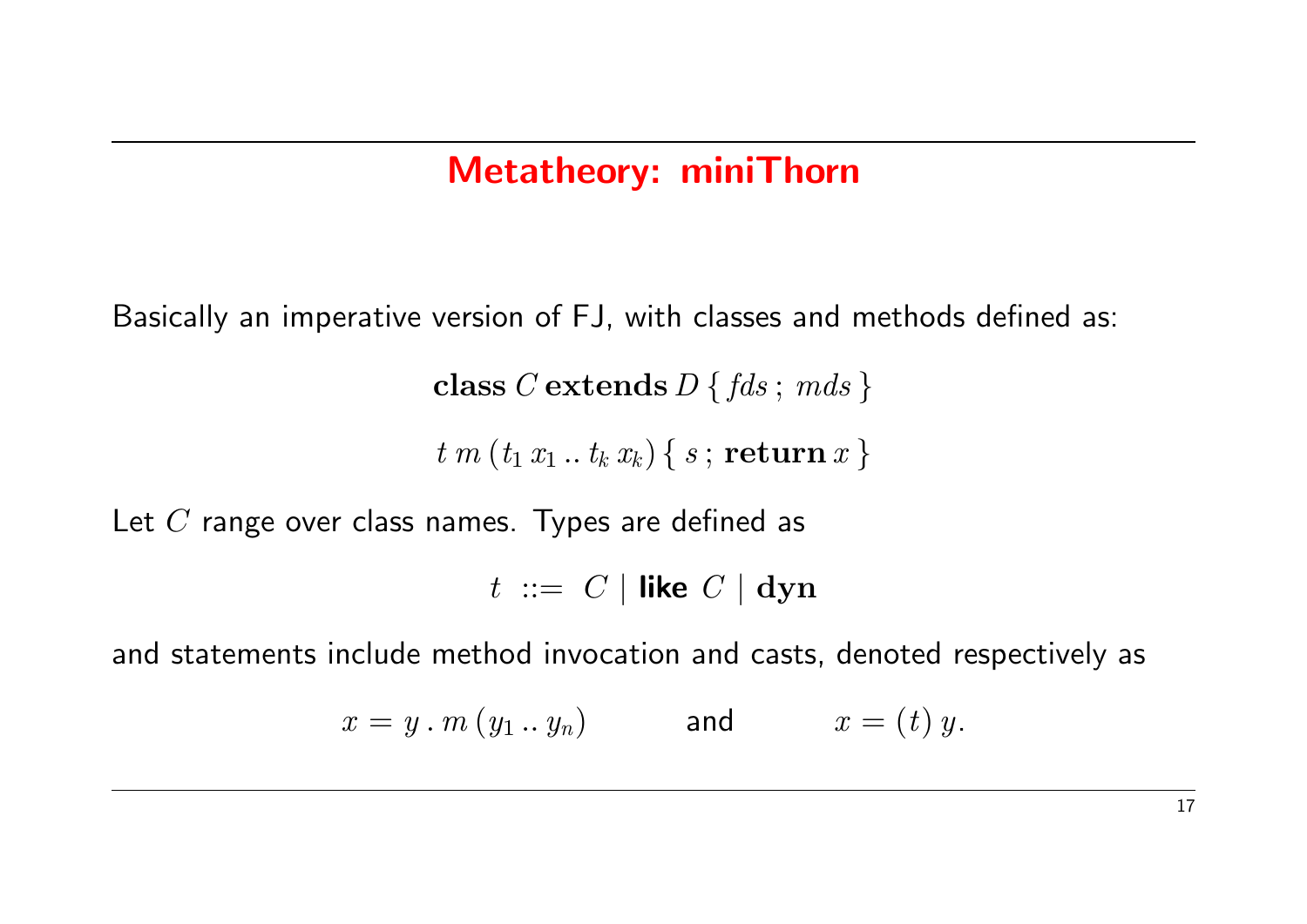# Metatheory: miniThorn

Basically an imperative version of FJ, with classes and methods defined as:

$$\textbf{class}\ C\ \textbf{extends}\ D\ \{\ \mathit{fds}\ ;\ \mathit{mds}\ \}$$

$$t\ m\ (t_1\ x_1\ ..\ t_k\ x_k)\ \{\ s\ ;\ \textbf{return}\ x\ \}$$

Let $C$ range over class names. Types are defined as

$$t\ ::=\ C\ |\ \textsf{\textbf{like}}\ C\ |\ \textbf{dyn}$$

and statements include method invocation and casts, denoted respectively as

$$x = y\ .\ m\ (y_1\ ..\ y_n) \qquad \text{and} \qquad x = (t)\ y.$$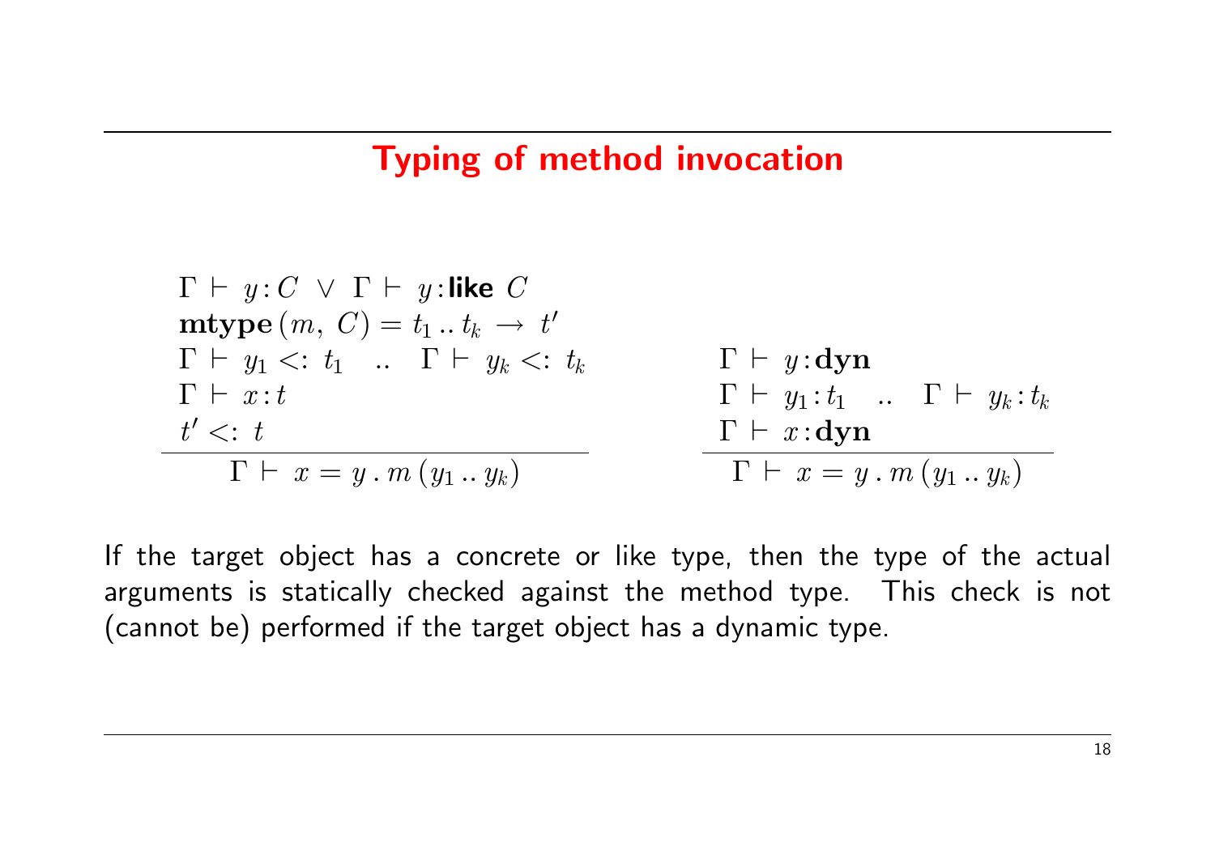# Typing of method invocation

$$
\frac{\begin{array}{l}
\Gamma \vdash y : C \;\vee\; \Gamma \vdash y : \textsf{\textbf{like}}\ C \\
\mathbf{mtype}\,(m,\ C) = t_1 \mathinner{..} t_k \rightarrow t' \\
\Gamma \vdash y_1 <:\ t_1 \quad .. \quad \Gamma \vdash y_k <:\ t_k \\
\Gamma \vdash x : t \\
t' <:\ t
\end{array}}{\Gamma \vdash x = y\,.\,m\,(y_1 \mathinner{..} y_k)}
\qquad
\frac{\begin{array}{l}
\Gamma \vdash y : \mathbf{dyn} \\
\Gamma \vdash y_1 : t_1 \quad .. \quad \Gamma \vdash y_k : t_k \\
\Gamma \vdash x : \mathbf{dyn}
\end{array}}{\Gamma \vdash x = y\,.\,m\,(y_1 \mathinner{..} y_k)}
$$

If the target object has a concrete or like type, then the type of the actual arguments is statically checked against the method type. This check is not (cannot be) performed if the target object has a dynamic type.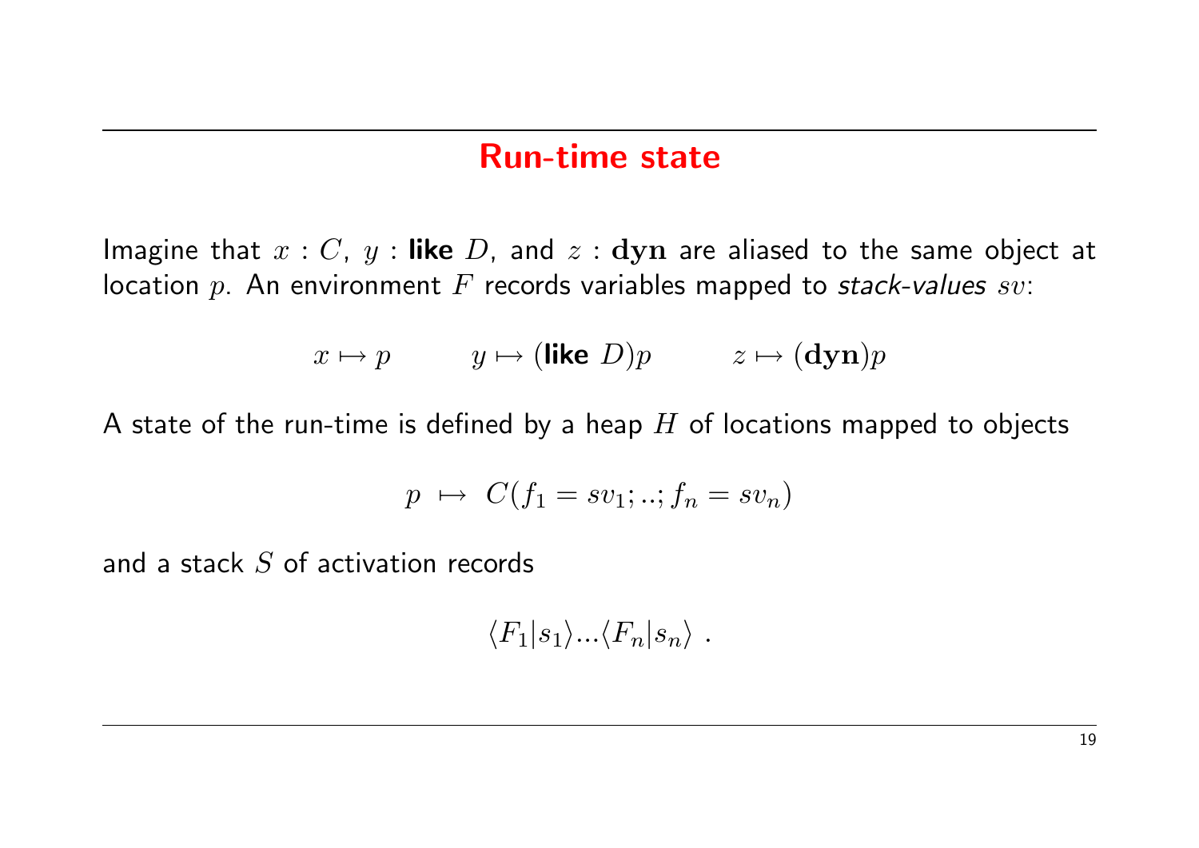# Run-time state

Imagine that $x : C$, $y :$ **like** $D$, and $z : \mathbf{dyn}$ are aliased to the same object at location $p$. An environment $F$ records variables mapped to *stack-values* $sv$:

$$x \mapsto p \qquad y \mapsto (\textbf{like } D)p \qquad z \mapsto (\mathbf{dyn})p$$

A state of the run-time is defined by a heap $H$ of locations mapped to objects

$$p \ \mapsto \ C(f_1 = sv_1; ..; f_n = sv_n)$$

and a stack $S$ of activation records

$$\langle F_1 | s_1 \rangle ... \langle F_n | s_n \rangle \ .$$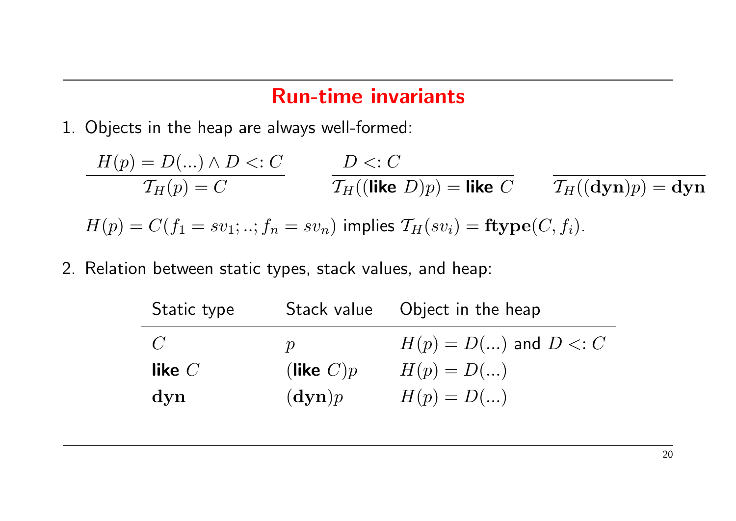## Run-time invariants

1. Objects in the heap are always well-formed:

$$\frac{H(p) = D(...) \wedge D <: C}{\mathcal{T}_H(p) = C} \qquad \frac{D <: C}{\mathcal{T}_H((\textsf{like } D)p) = \textsf{like } C} \qquad \frac{}{\mathcal{T}_H((\mathbf{dyn})p) = \mathbf{dyn}}$$

$H(p) = C(f_1 = sv_1; ..; f_n = sv_n)$ implies $\mathcal{T}_H(sv_i) = \mathbf{ftype}(C, f_i)$.

2. Relation between static types, stack values, and heap:

| Static type | Stack value | Object in the heap |
|---|---|---|
| $C$ | $p$ | $H(p) = D(...)$ and $D <: C$ |
| **like** $C$ | (**like** $C$)$p$ | $H(p) = D(...)$ |
| $\mathbf{dyn}$ | $(\mathbf{dyn})p$ | $H(p) = D(...)$ |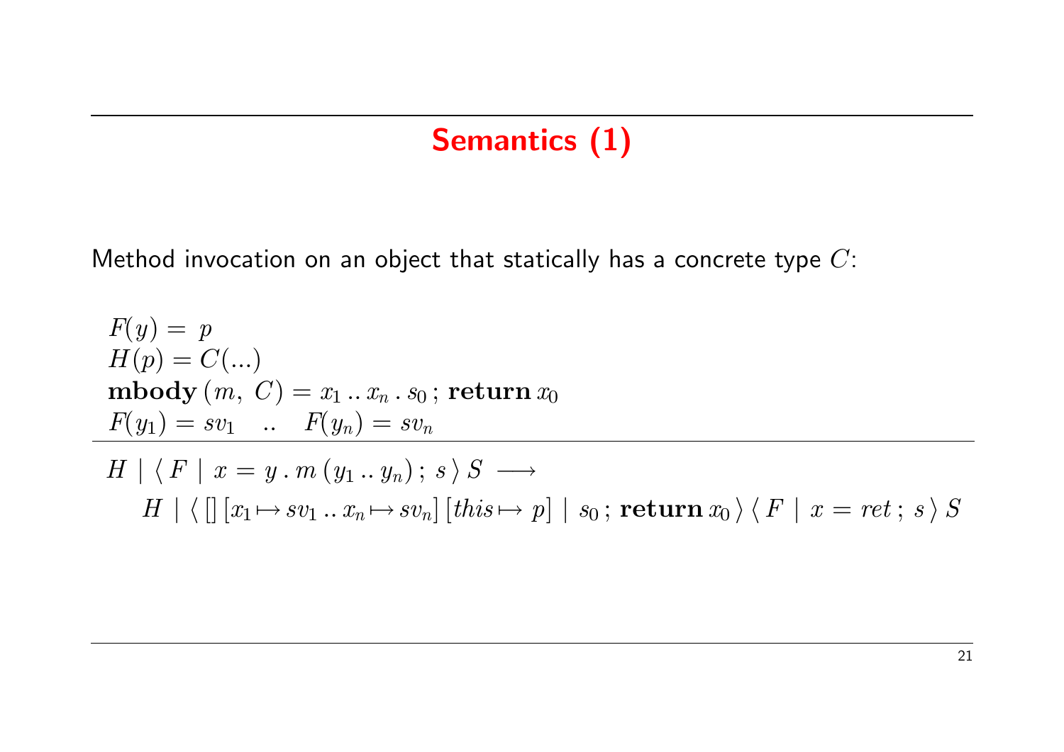# Semantics (1)

Method invocation on an object that statically has a concrete type $C$:

$$
\frac{
\begin{array}{l}
F(y) = p \\
H(p) = C(...) \\
\textbf{mbody}\,(m,\ C) = x_1 \mathinner{..} x_n \,.\, s_0 \,;\, \textbf{return}\, x_0 \\
F(y_1) = sv_1 \quad .. \quad F(y_n) = sv_n
\end{array}
}{
\begin{array}{l}
H \mid \langle\, F \mid x = y \,.\, m\,(y_1 \mathinner{..} y_n)\,;\ s \,\rangle\, S \ \longrightarrow \\
\qquad H \mid \langle\, [\,]\,[x_1 \mapsto sv_1 \mathinner{..} x_n \mapsto sv_n]\,[\mathit{this} \mapsto p] \mid s_0\,;\, \textbf{return}\, x_0 \,\rangle\, \langle\, F \mid x = \mathit{ret}\,;\ s \,\rangle\, S
\end{array}
}
$$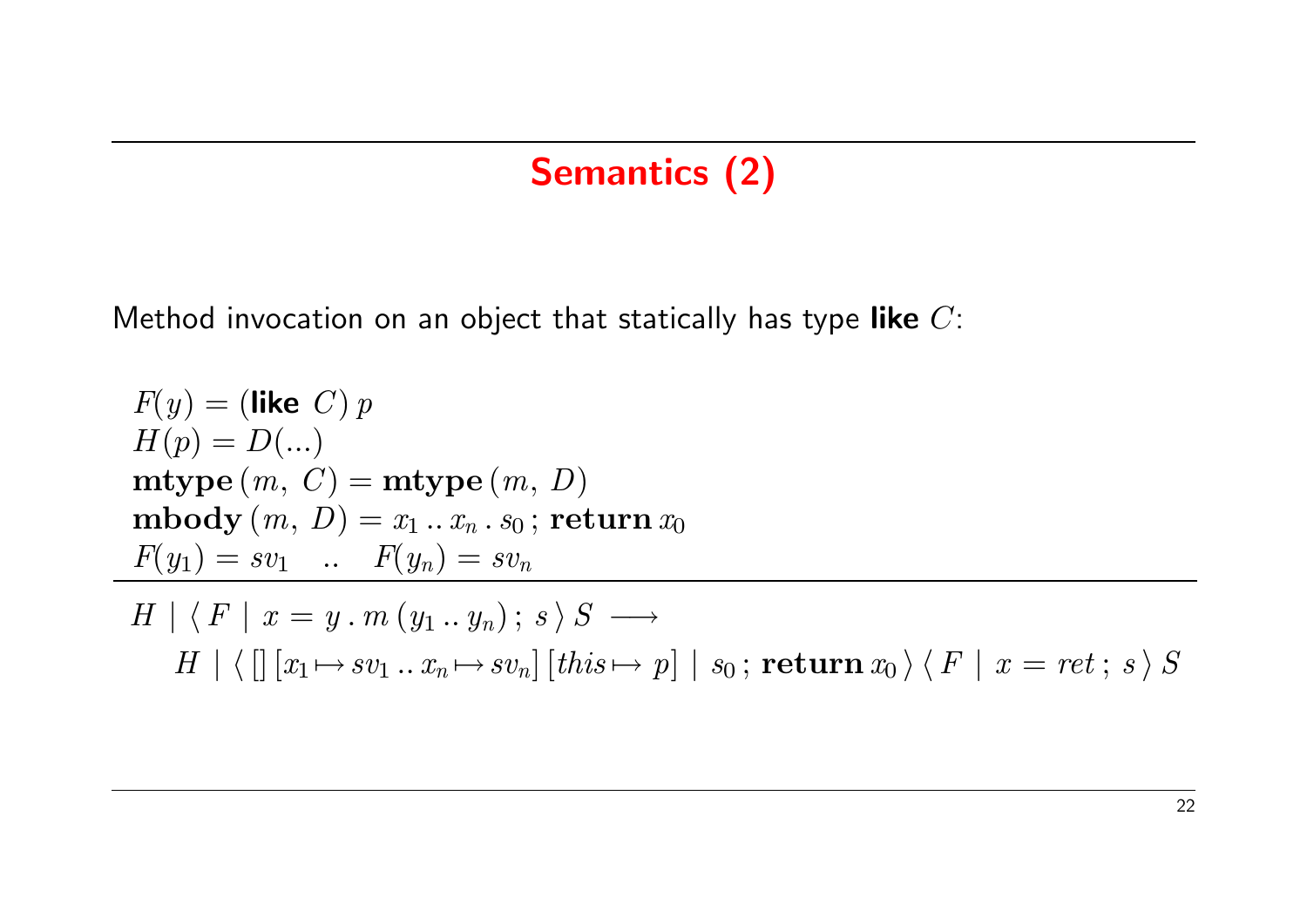## Semantics (2)

Method invocation on an object that statically has type **like** $C$:

$$
\frac{
\begin{array}{l}
F(y) = (\textsf{\textbf{like}}\ C)\, p \\
H(p) = D(...) \\
\mathbf{mtype}\,(m,\ C) = \mathbf{mtype}\,(m,\ D) \\
\mathbf{mbody}\,(m,\ D) = x_1 \mathinner{..} x_n \,.\, s_0\,;\, \mathbf{return}\, x_0 \\
F(y_1) = sv_1 \quad .. \quad F(y_n) = sv_n
\end{array}
}{
\begin{array}{l}
H \mid \langle\, F \mid x = y\,.\,m\,(y_1 \mathinner{..} y_n)\,;\ s \,\rangle\ S \ \longrightarrow \\
\qquad H \mid \langle\, [\,]\,[x_1 \mapsto sv_1 \mathinner{..} x_n \mapsto sv_n]\,[\mathit{this} \mapsto p] \mid s_0\,;\, \mathbf{return}\, x_0 \,\rangle\ \langle\, F \mid x = \mathit{ret}\,;\ s \,\rangle\ S
\end{array}
}
$$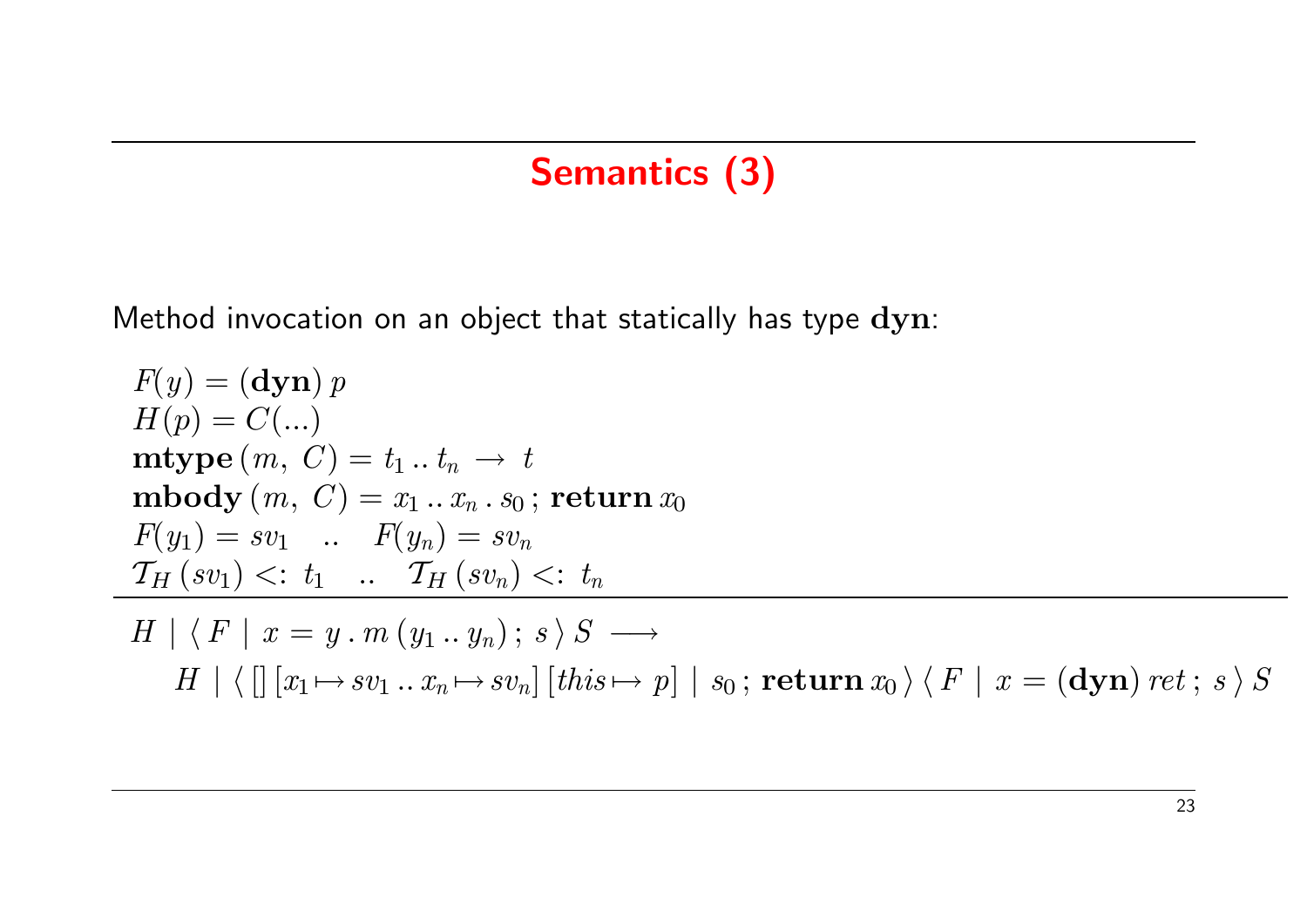# Semantics (3)

Method invocation on an object that statically has type $\mathbf{dyn}$:

$$
\frac{
\begin{array}{l}
F(y) = (\mathbf{dyn})\, p \\
H(p) = C(...) \\
\mathbf{mtype}\,(m,\ C) = t_1 \mathinner{..} t_n \ \rightarrow\ t \\
\mathbf{mbody}\,(m,\ C) = x_1 \mathinner{..} x_n \,.\, s_0\,;\, \mathbf{return}\, x_0 \\
F(y_1) = sv_1 \quad \mathinner{..} \quad F(y_n) = sv_n \\
\mathcal{T}_H\,(sv_1) <:\ t_1 \quad \mathinner{..} \quad \mathcal{T}_H\,(sv_n) <:\ t_n
\end{array}
}{
\begin{array}{l}
H \mid \langle\, F \mid x = y\,.\,m\,(y_1 \mathinner{..} y_n)\,;\ s\,\rangle\, S \ \longrightarrow \\
\quad H \mid \langle\, [\,]\,[x_1 \mapsto sv_1 \mathinner{..} x_n \mapsto sv_n]\,[\mathit{this} \mapsto\ p] \mid s_0\,;\, \mathbf{return}\, x_0\,\rangle\, \langle\, F \mid x = (\mathbf{dyn})\, \mathit{ret}\,;\ s\,\rangle\, S
\end{array}
}
$$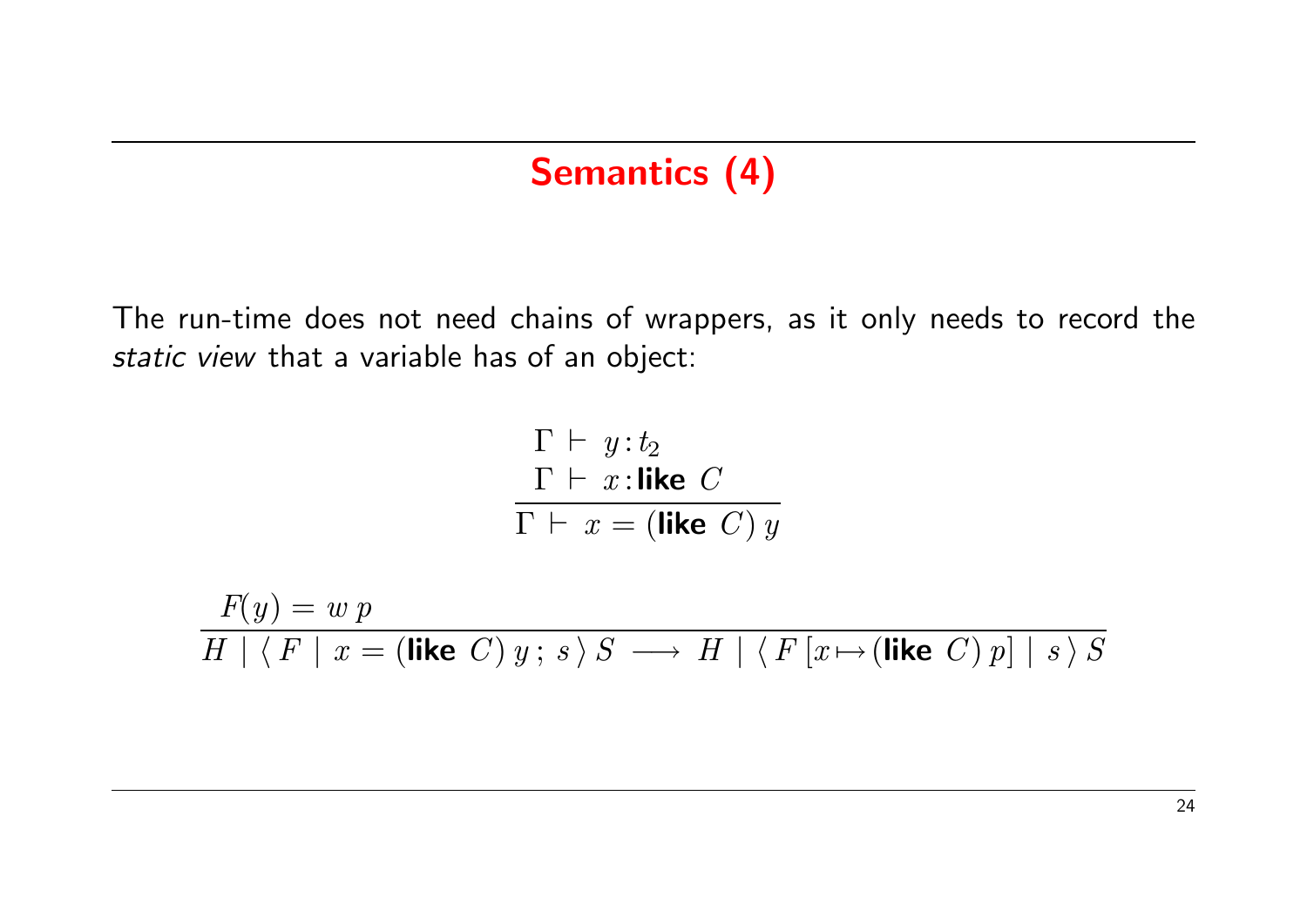# Semantics (4)

The run-time does not need chains of wrappers, as it only needs to record the *static view* that a variable has of an object:

$$\frac{\Gamma \vdash y : t_2 \qquad \Gamma \vdash x : \textbf{like}\ C}{\Gamma \vdash x = (\textbf{like}\ C)\, y}$$

$$\frac{F(y) = w\ p}{H \mid \langle\, F \mid x = (\textbf{like}\ C)\, y\,;\ s\,\rangle\, S \ \longrightarrow\ H \mid \langle\, F\,[x \mapsto (\textbf{like}\ C)\, p] \mid s\,\rangle\, S}$$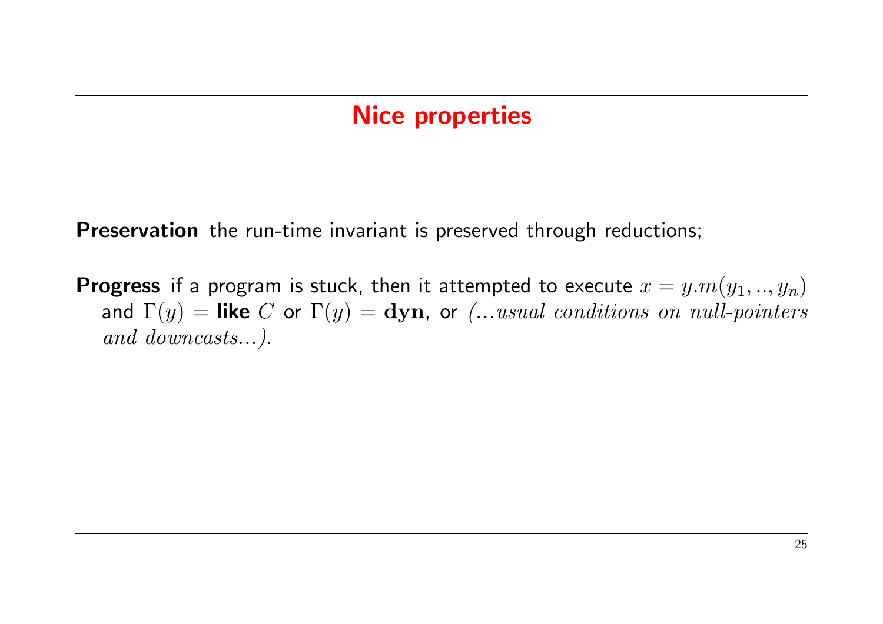# Nice properties

**Preservation** the run-time invariant is preserved through reductions;

**Progress** if a program is stuck, then it attempted to execute $x = y.m(y_1, .., y_n)$ and $\Gamma(y) =$ **like** $C$ or $\Gamma(y) = \mathbf{dyn}$, or *(...usual conditions on null-pointers and downcasts...)*.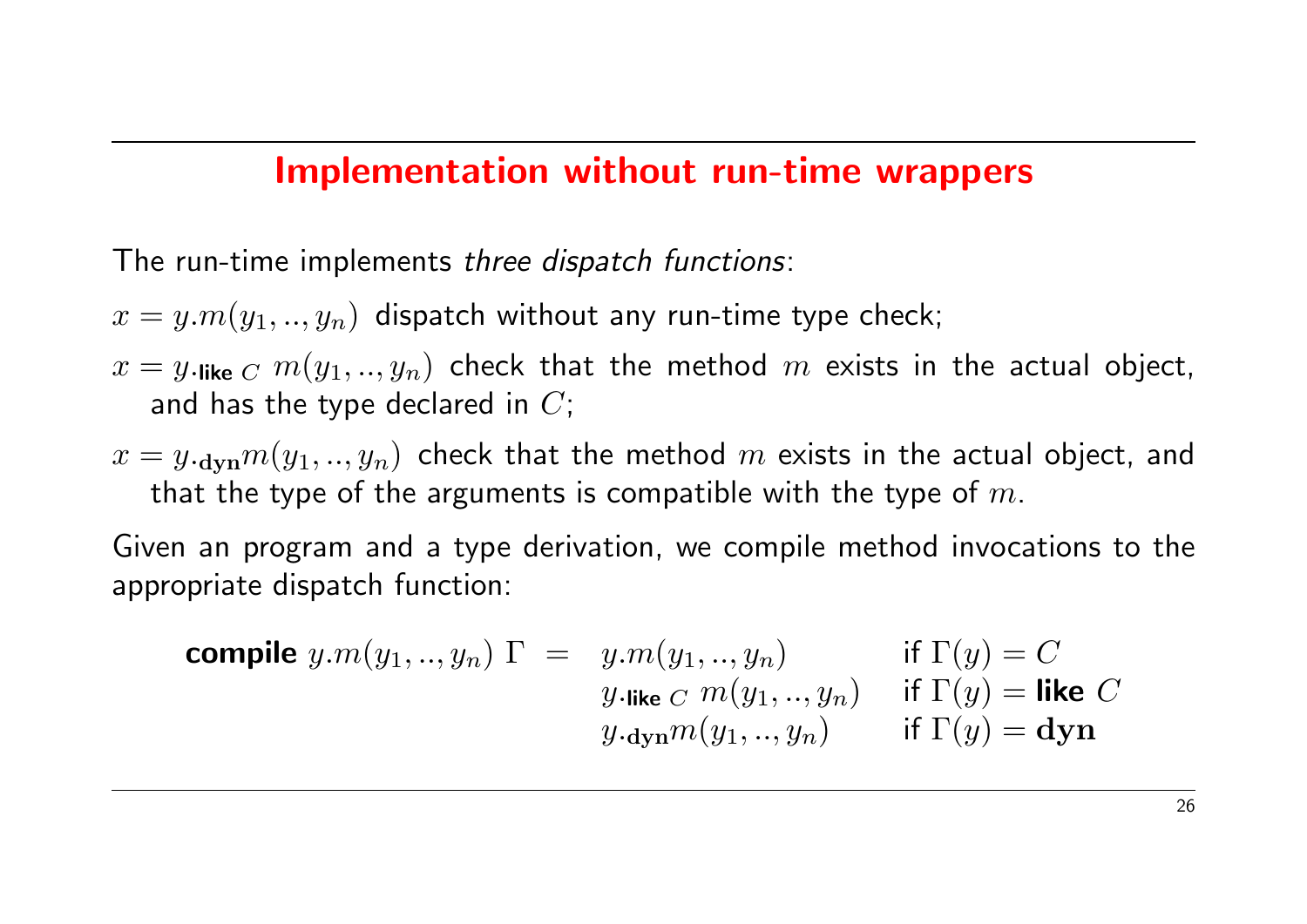# Implementation without run-time wrappers

The run-time implements *three dispatch functions*:

$x = y.m(y_1, .., y_n)$ dispatch without any run-time type check;

$x = y._{\textsf{like } C}\ m(y_1, .., y_n)$ check that the method $m$ exists in the actual object, and has the type declared in $C$;

$x = y._{\mathbf{dyn}} m(y_1, .., y_n)$ check that the method $m$ exists in the actual object, and that the type of the arguments is compatible with the type of $m$.

Given an program and a type derivation, we compile method invocations to the appropriate dispatch function:

$$
\textbf{compile } y.m(y_1, .., y_n)\ \Gamma \ = \ \begin{array}{ll} y.m(y_1, .., y_n) & \text{if } \Gamma(y) = C \\ y._{\textsf{like } C}\ m(y_1, .., y_n) & \text{if } \Gamma(y) = \textbf{like } C \\ y._{\mathbf{dyn}} m(y_1, .., y_n) & \text{if } \Gamma(y) = \mathbf{dyn} \end{array}
$$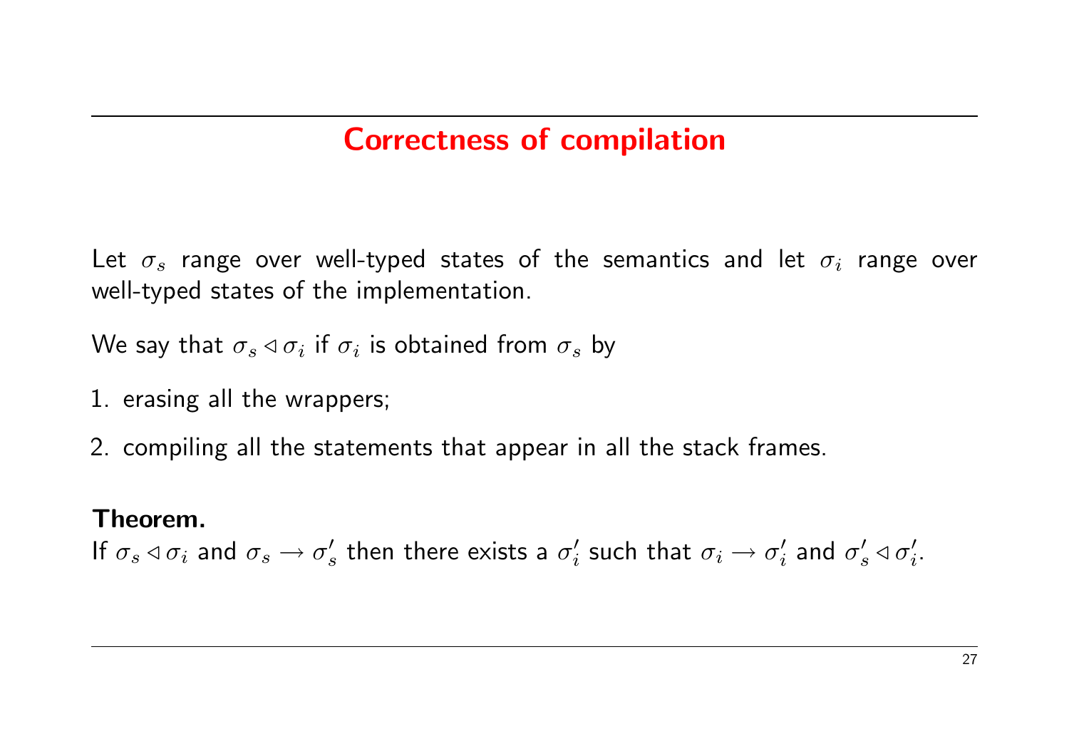# Correctness of compilation

Let $\sigma_s$ range over well-typed states of the semantics and let $\sigma_i$ range over well-typed states of the implementation.

We say that $\sigma_s \triangleleft \sigma_i$ if $\sigma_i$ is obtained from $\sigma_s$ by

1. erasing all the wrappers;
2. compiling all the statements that appear in all the stack frames.

**Theorem.**
If $\sigma_s \triangleleft \sigma_i$ and $\sigma_s \rightarrow \sigma_s'$ then there exists a $\sigma_i'$ such that $\sigma_i \rightarrow \sigma_i'$ and $\sigma_s' \triangleleft \sigma_i'$.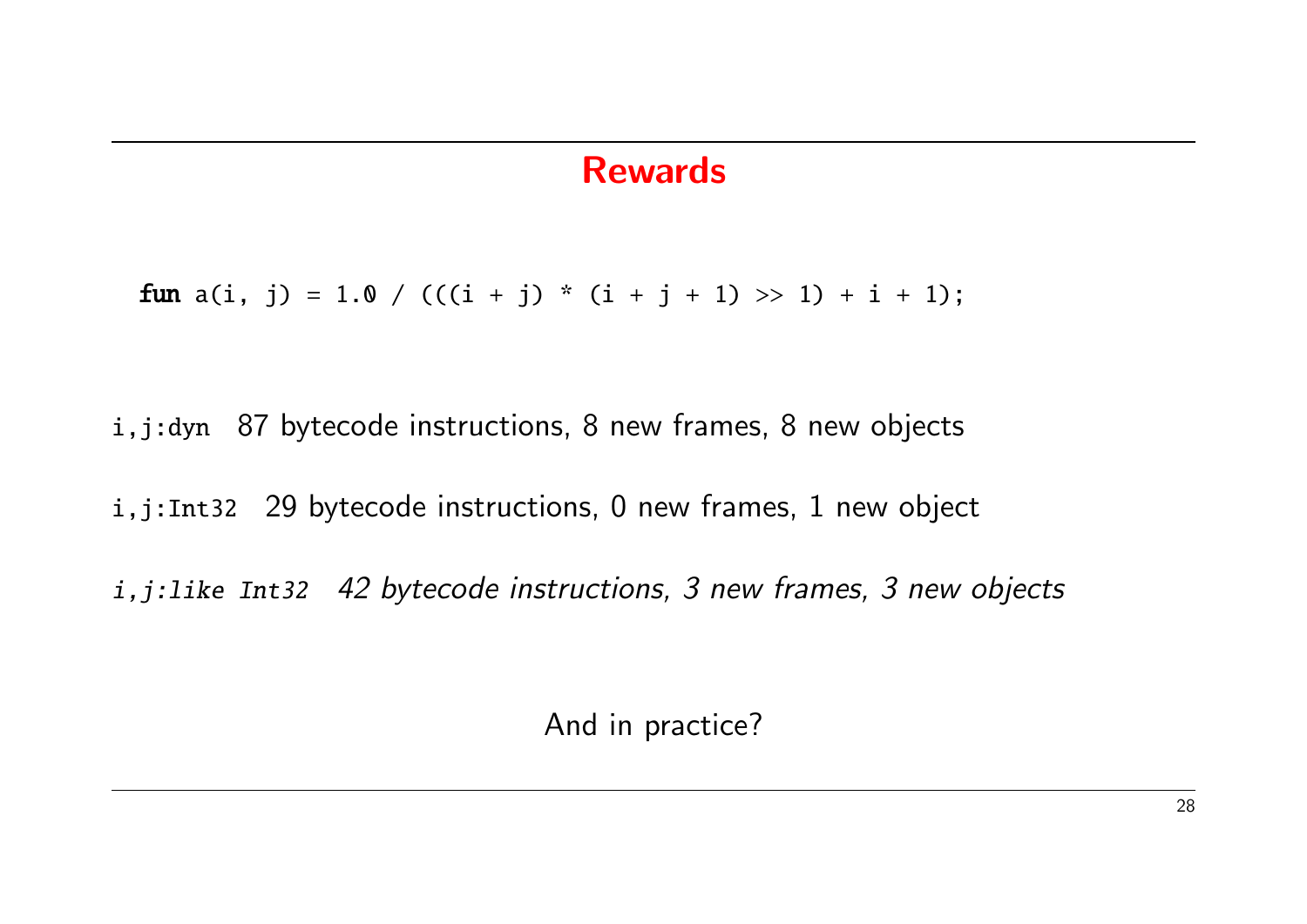## Rewards

```
fun a(i, j) = 1.0 / (((i + j) * (i + j + 1) >> 1) + i + 1);
```

`i,j:dyn` 87 bytecode instructions, 8 new frames, 8 new objects

`i,j:Int32` 29 bytecode instructions, 0 new frames, 1 new object

*`i,j:like Int32` 42 bytecode instructions, 3 new frames, 3 new objects*

And in practice?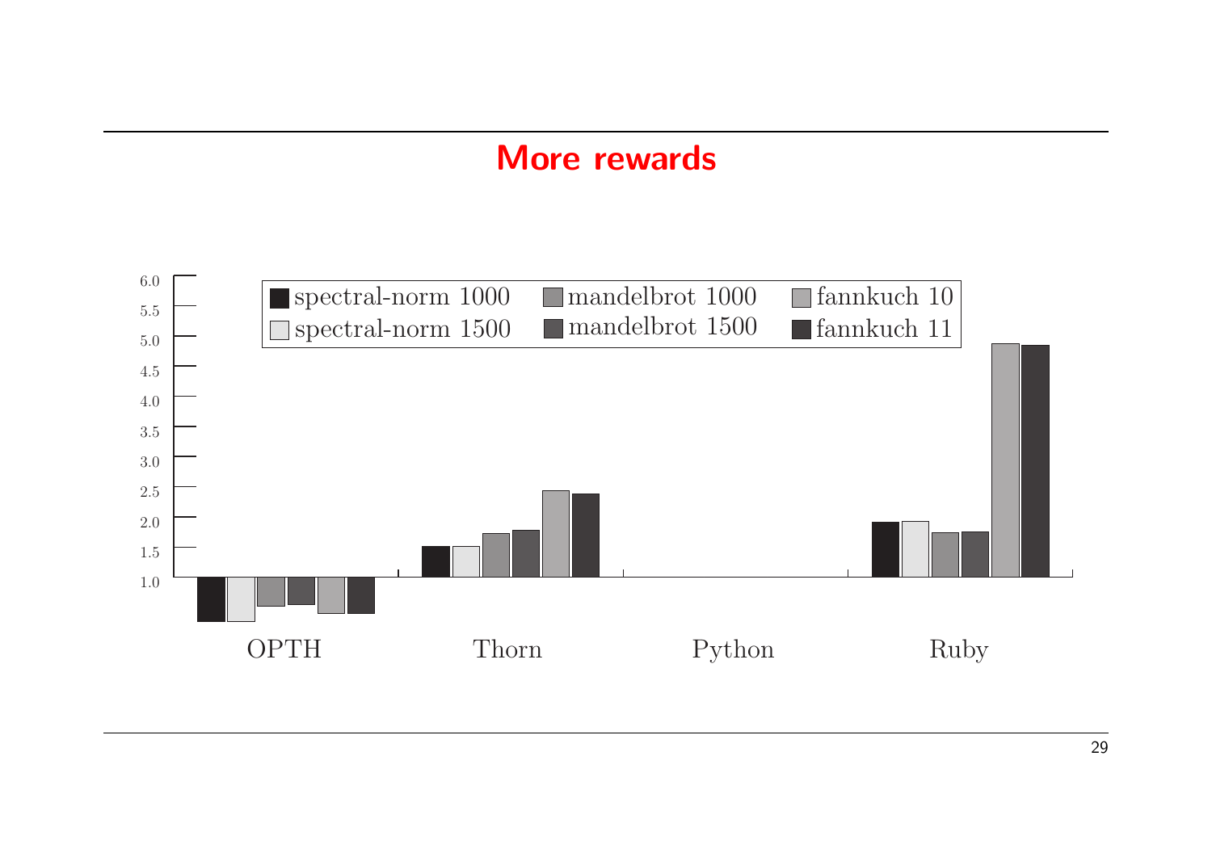# More rewards

spectral-norm 1000 | spectral-norm 1500 | mandelbrot 1000 | mandelbrot 1500 | fannkuch 10 | fannkuch 11

6.0
5.5
5.0
4.5
4.0
3.5
3.0
2.5
2.0
1.5
1.0

OPTH | Thorn | Python | Ruby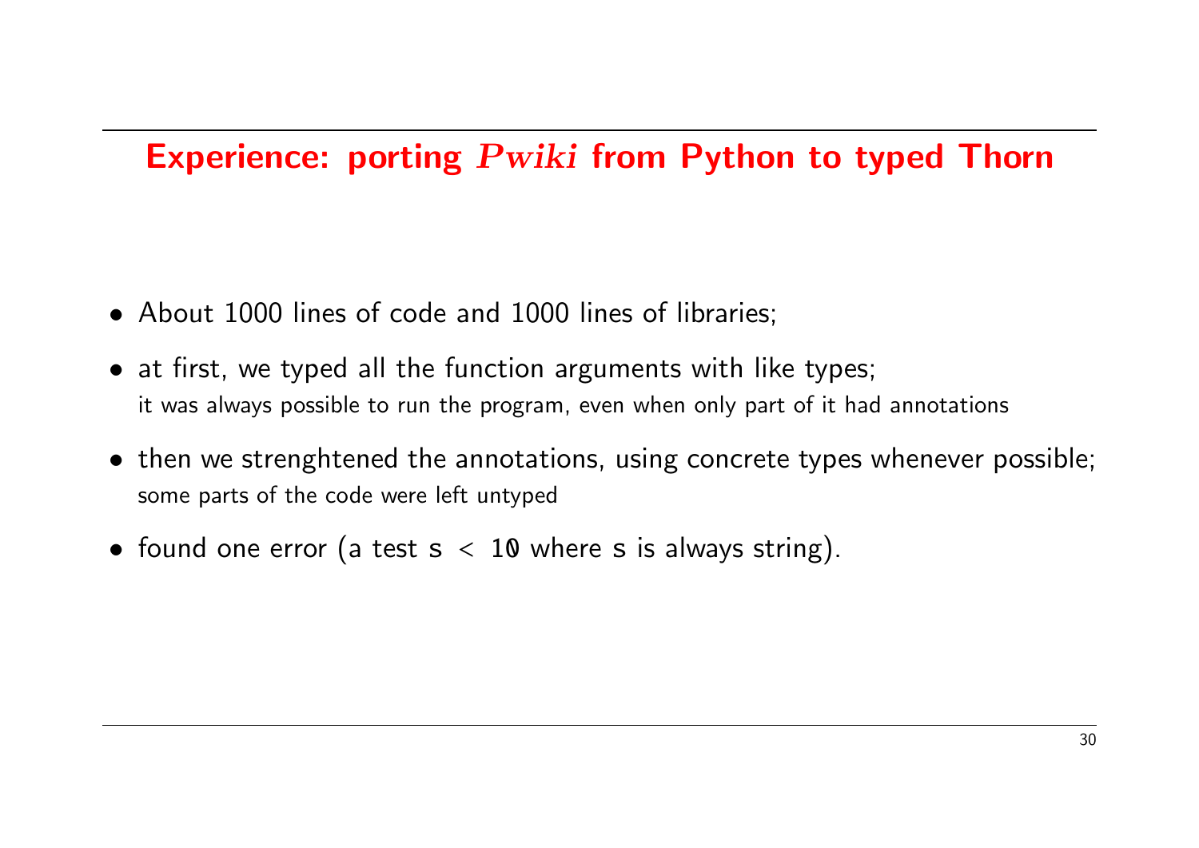## Experience: porting *Pwiki* from Python to typed Thorn

- About 1000 lines of code and 1000 lines of libraries;
- at first, we typed all the function arguments with like types;
  it was always possible to run the program, even when only part of it had annotations
- then we strenghtened the annotations, using concrete types whenever possible;
  some parts of the code were left untyped
- found one error (a test `s < 10` where `s` is always string).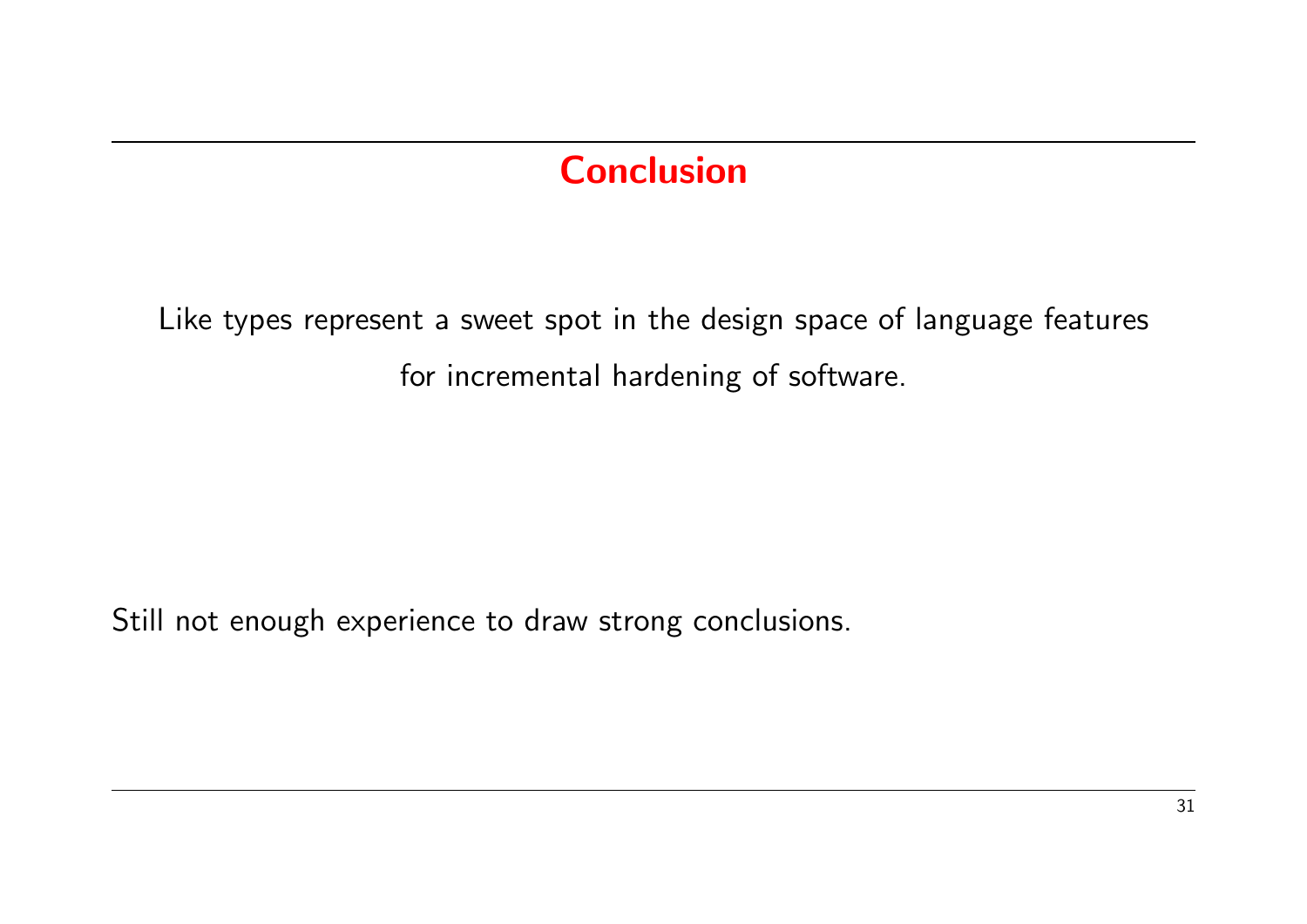# Conclusion

Like types represent a sweet spot in the design space of language features for incremental hardening of software.

Still not enough experience to draw strong conclusions.